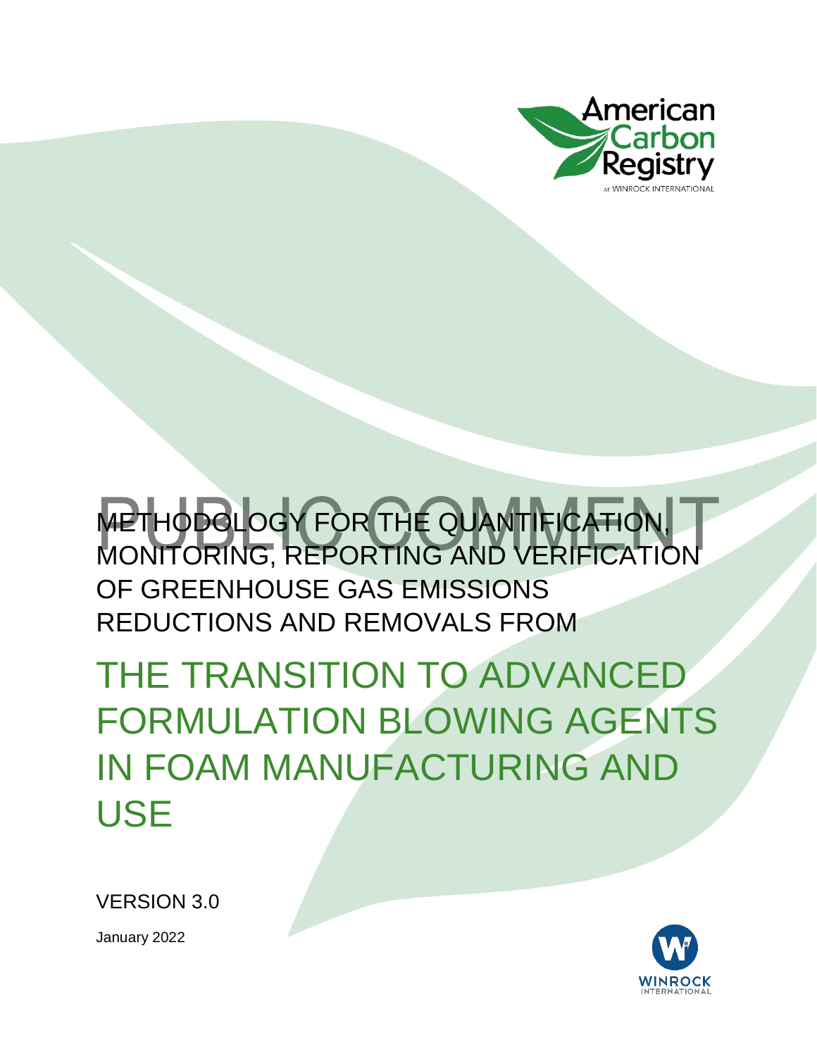American Carbon Registry

AT WINROCK INTERNATIONAL

PUBLIC COMMENT

# METHODOLOGY FOR THE QUANTIFICATION, MONITORING, REPORTING AND VERIFICATION OF GREENHOUSE GAS EMISSIONS REDUCTIONS AND REMOVALS FROM

# THE TRANSITION TO ADVANCED FORMULATION BLOWING AGENTS IN FOAM MANUFACTURING AND USE

VERSION 3.0

January 2022

WINROCK INTERNATIONAL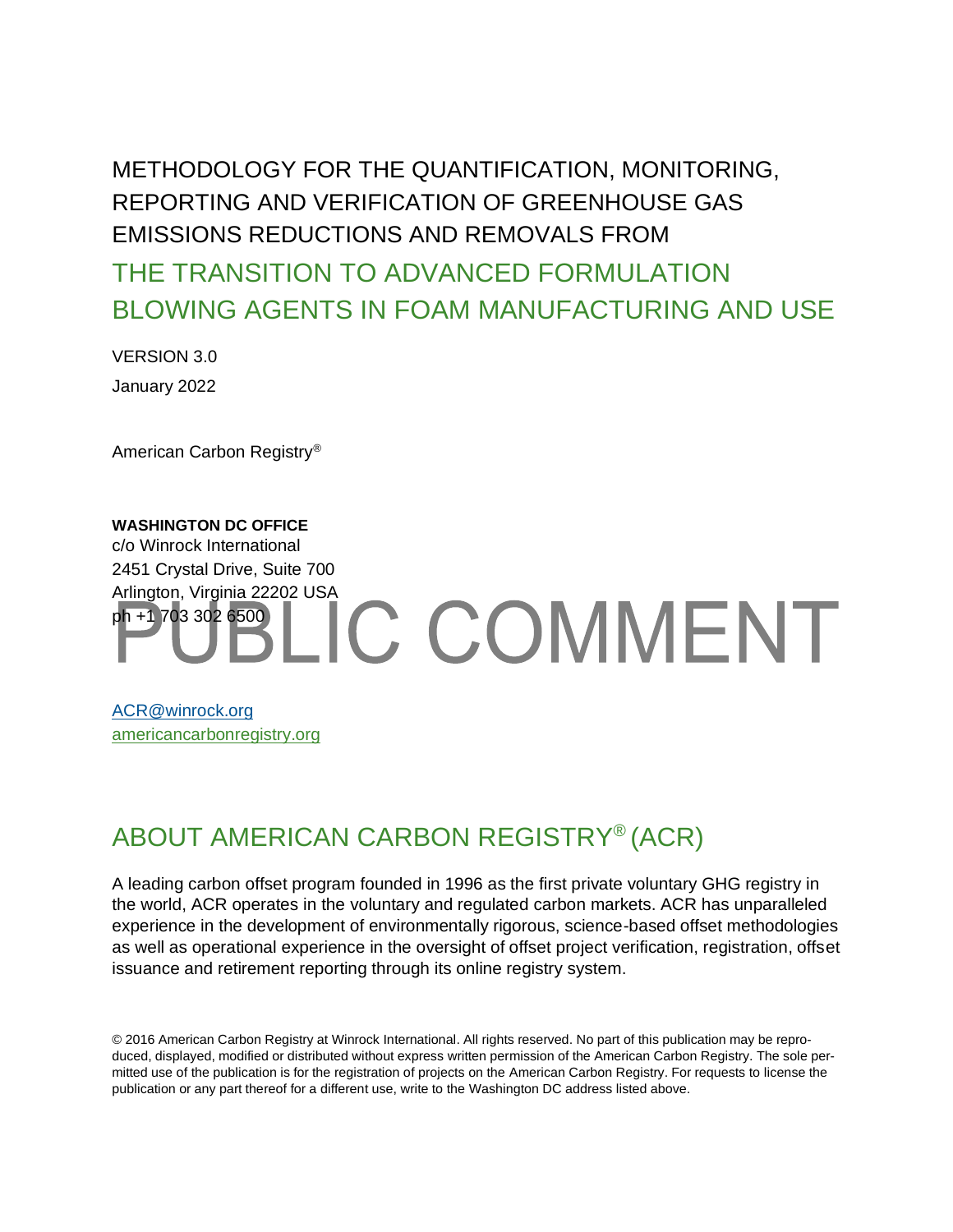# METHODOLOGY FOR THE QUANTIFICATION, MONITORING, REPORTING AND VERIFICATION OF GREENHOUSE GAS EMISSIONS REDUCTIONS AND REMOVALS FROM

# THE TRANSITION TO ADVANCED FORMULATION BLOWING AGENTS IN FOAM MANUFACTURING AND USE

VERSION 3.0

January 2022

American Carbon Registry®

**WASHINGTON DC OFFICE**
c/o Winrock International
2451 Crystal Drive, Suite 700
Arlington, Virginia 22202 USA
ph +1 703 302 6500

PUBLIC COMMENT

ACR@winrock.org
americancarbonregistry.org

## ABOUT AMERICAN CARBON REGISTRY® (ACR)

A leading carbon offset program founded in 1996 as the first private voluntary GHG registry in the world, ACR operates in the voluntary and regulated carbon markets. ACR has unparalleled experience in the development of environmentally rigorous, science-based offset methodologies as well as operational experience in the oversight of offset project verification, registration, offset issuance and retirement reporting through its online registry system.

© 2016 American Carbon Registry at Winrock International. All rights reserved. No part of this publication may be reproduced, displayed, modified or distributed without express written permission of the American Carbon Registry. The sole permitted use of the publication is for the registration of projects on the American Carbon Registry. For requests to license the publication or any part thereof for a different use, write to the Washington DC address listed above.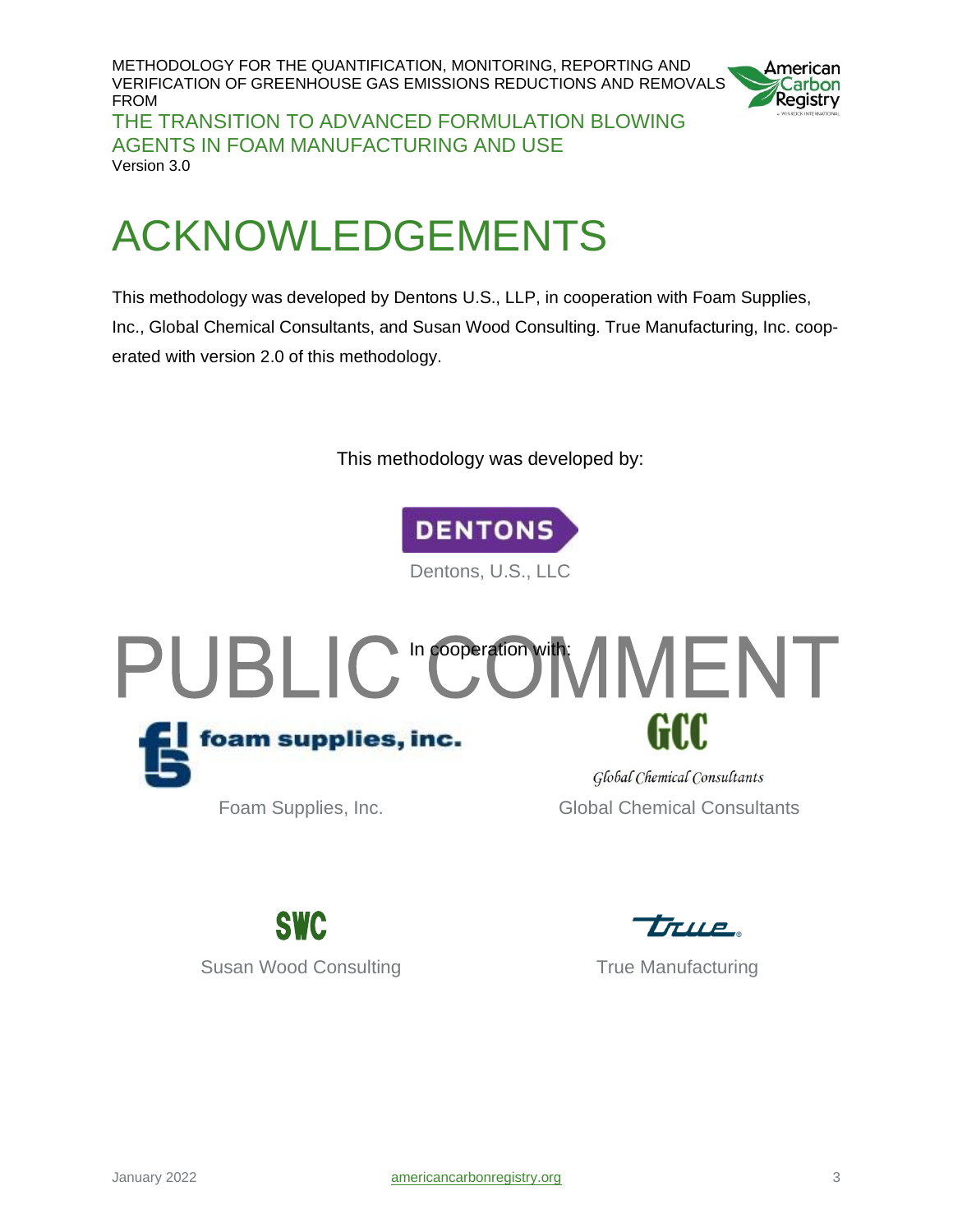# ACKNOWLEDGEMENTS

This methodology was developed by Dentons U.S., LLP, in cooperation with Foam Supplies, Inc., Global Chemical Consultants, and Susan Wood Consulting. True Manufacturing, Inc. cooperated with version 2.0 of this methodology.

This methodology was developed by:

DENTONS

Dentons, U.S., LLC

PUBLIC COMMENT

In cooperation with:

foam supplies, inc.

Foam Supplies, Inc.

GCC

Global Chemical Consultants

Global Chemical Consultants

SWC

Susan Wood Consulting

true

True Manufacturing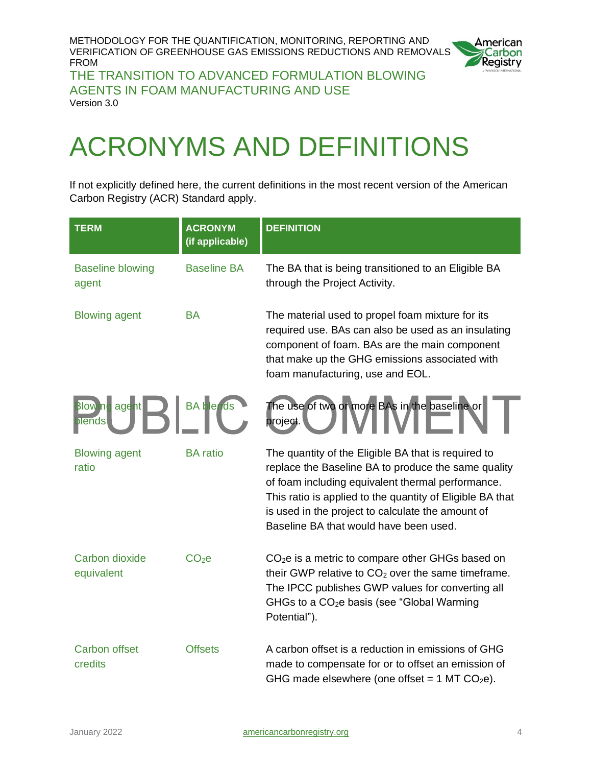# ACRONYMS AND DEFINITIONS

If not explicitly defined here, the current definitions in the most recent version of the American Carbon Registry (ACR) Standard apply.

| TERM | ACRONYM (if applicable) | DEFINITION |
|---|---|---|
| Baseline blowing agent | Baseline BA | The BA that is being transitioned to an Eligible BA through the Project Activity. |
| Blowing agent | BA | The material used to propel foam mixture for its required use. BAs can also be used as an insulating component of foam. BAs are the main component that make up the GHG emissions associated with foam manufacturing, use and EOL. |
| Blowing agent blends | BA blends | The use of two or more BAs in the baseline or project. |
| Blowing agent ratio | BA ratio | The quantity of the Eligible BA that is required to replace the Baseline BA to produce the same quality of foam including equivalent thermal performance. This ratio is applied to the quantity of Eligible BA that is used in the project to calculate the amount of Baseline BA that would have been used. |
| Carbon dioxide equivalent | $CO_2e$ | $CO_2e$ is a metric to compare other GHGs based on their GWP relative to $CO_2$ over the same timeframe. The IPCC publishes GWP values for converting all GHGs to a $CO_2e$ basis (see "Global Warming Potential"). |
| Carbon offset credits | Offsets | A carbon offset is a reduction in emissions of GHG made to compensate for or to offset an emission of GHG made elsewhere (one offset = 1 MT $CO_2e$). |

PUBLIC COMMENT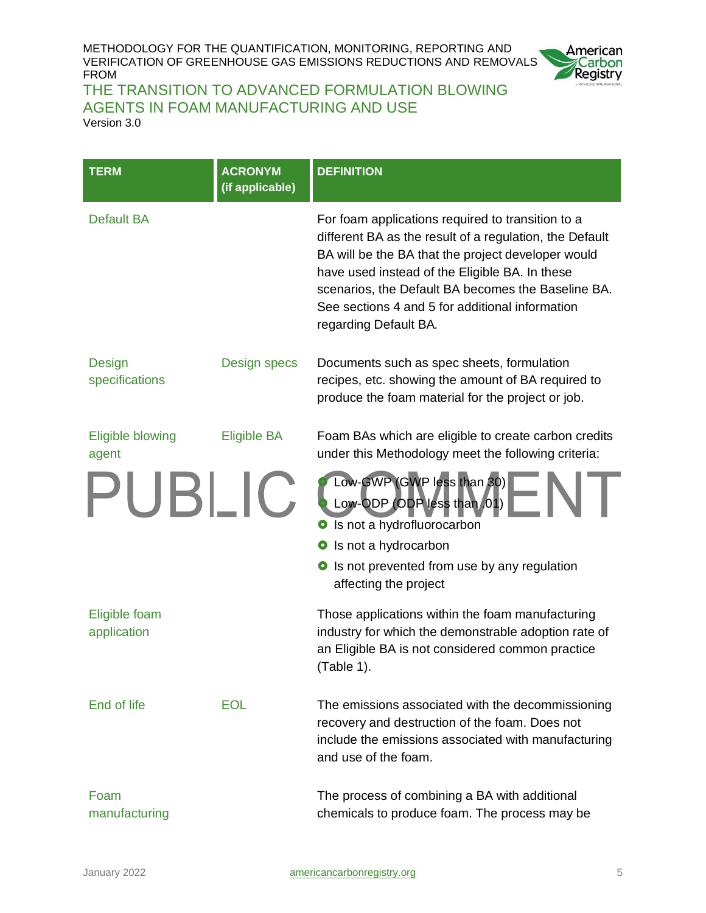| TERM | ACRONYM (if applicable) | DEFINITION |
| --- | --- | --- |
| Default BA | | For foam applications required to transition to a different BA as the result of a regulation, the Default BA will be the BA that the project developer would have used instead of the Eligible BA. In these scenarios, the Default BA becomes the Baseline BA. See sections 4 and 5 for additional information regarding Default BA. |
| Design specifications | Design specs | Documents such as spec sheets, formulation recipes, etc. showing the amount of BA required to produce the foam material for the project or job. |
| Eligible blowing agent | Eligible BA | Foam BAs which are eligible to create carbon credits under this Methodology meet the following criteria:<br>• Low-GWP (GWP less than 30)<br>• Low-ODP (ODP less than .01)<br>• Is not a hydrofluorocarbon<br>• Is not a hydrocarbon<br>• Is not prevented from use by any regulation affecting the project |
| Eligible foam application | | Those applications within the foam manufacturing industry for which the demonstrable adoption rate of an Eligible BA is not considered common practice (Table 1). |
| End of life | EOL | The emissions associated with the decommissioning recovery and destruction of the foam. Does not include the emissions associated with manufacturing and use of the foam. |
| Foam manufacturing | | The process of combining a BA with additional chemicals to produce foam. The process may be |

PUBLIC COMMENT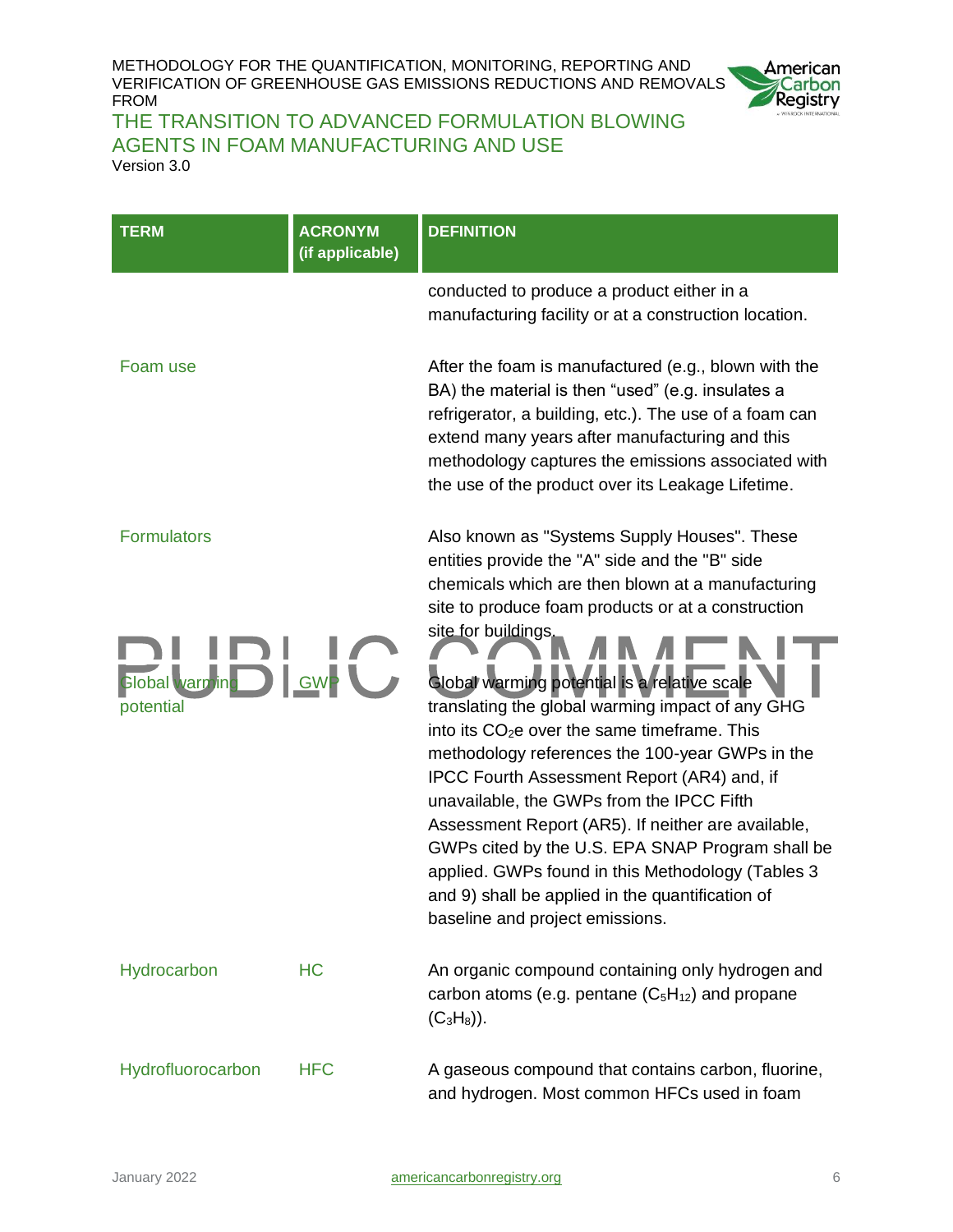| TERM | ACRONYM (if applicable) | DEFINITION |
|---|---|---|
| | | conducted to produce a product either in a manufacturing facility or at a construction location. |
| Foam use | | After the foam is manufactured (e.g., blown with the BA) the material is then "used" (e.g. insulates a refrigerator, a building, etc.). The use of a foam can extend many years after manufacturing and this methodology captures the emissions associated with the use of the product over its Leakage Lifetime. |
| Formulators | | Also known as "Systems Supply Houses". These entities provide the "A" side and the "B" side chemicals which are then blown at a manufacturing site to produce foam products or at a construction site for buildings. |
| Global warming potential | GWP | Global warming potential is a relative scale translating the global warming impact of any GHG into its $CO_2e$ over the same timeframe. This methodology references the 100-year GWPs in the IPCC Fourth Assessment Report (AR4) and, if unavailable, the GWPs from the IPCC Fifth Assessment Report (AR5). If neither are available, GWPs cited by the U.S. EPA SNAP Program shall be applied. GWPs found in this Methodology (Tables 3 and 9) shall be applied in the quantification of baseline and project emissions. |
| Hydrocarbon | HC | An organic compound containing only hydrogen and carbon atoms (e.g. pentane ($C_5H_{12}$) and propane ($C_3H_8$)). |
| Hydrofluorocarbon | HFC | A gaseous compound that contains carbon, fluorine, and hydrogen. Most common HFCs used in foam |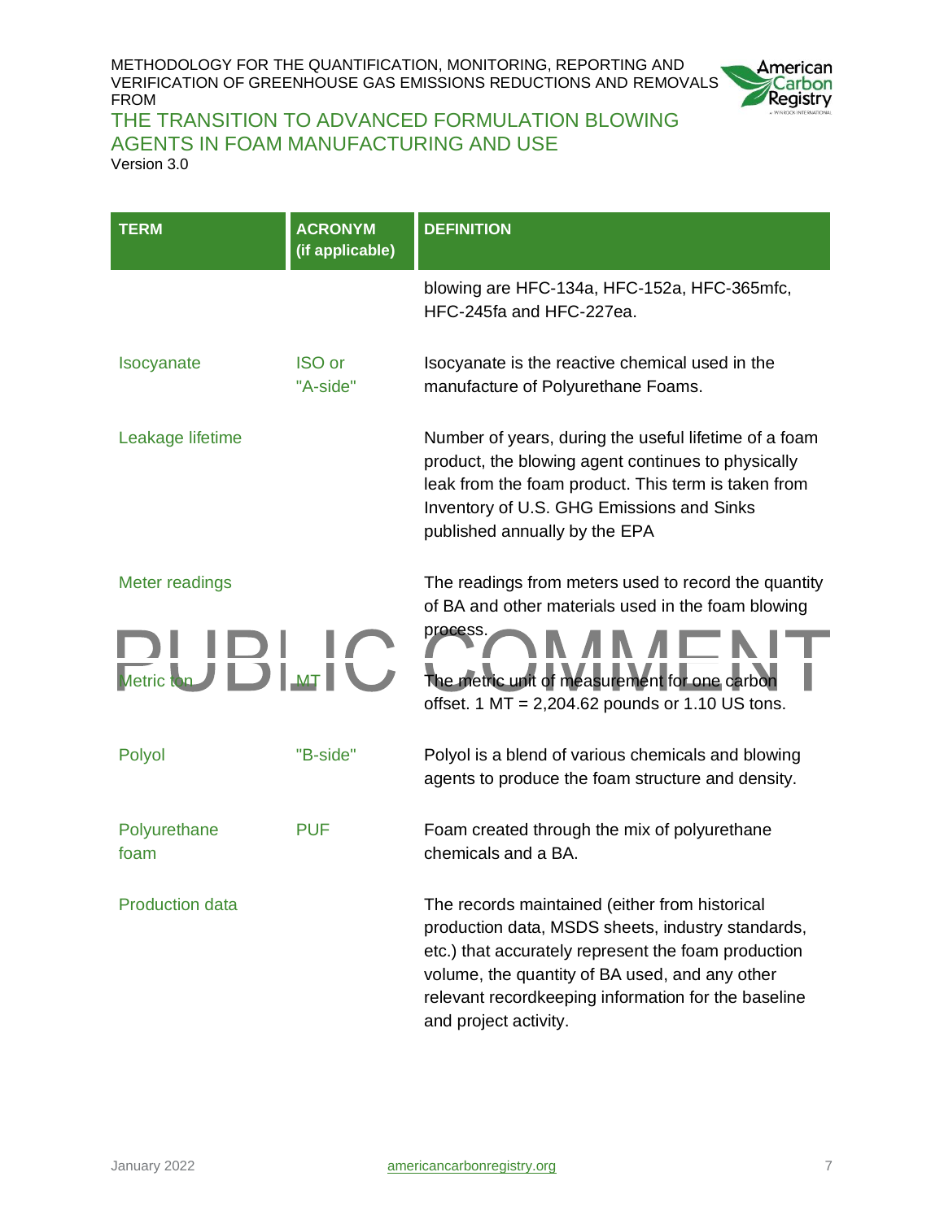| TERM | ACRONYM (if applicable) | DEFINITION |
|---|---|---|
| | | blowing are HFC-134a, HFC-152a, HFC-365mfc, HFC-245fa and HFC-227ea. |
| Isocyanate | ISO or "A-side" | Isocyanate is the reactive chemical used in the manufacture of Polyurethane Foams. |
| Leakage lifetime | | Number of years, during the useful lifetime of a foam product, the blowing agent continues to physically leak from the foam product. This term is taken from Inventory of U.S. GHG Emissions and Sinks published annually by the EPA |
| Meter readings | | The readings from meters used to record the quantity of BA and other materials used in the foam blowing process. |
| Metric ton | MT | The metric unit of measurement for one carbon offset. 1 MT = 2,204.62 pounds or 1.10 US tons. |
| Polyol | "B-side" | Polyol is a blend of various chemicals and blowing agents to produce the foam structure and density. |
| Polyurethane foam | PUF | Foam created through the mix of polyurethane chemicals and a BA. |
| Production data | | The records maintained (either from historical production data, MSDS sheets, industry standards, etc.) that accurately represent the foam production volume, the quantity of BA used, and any other relevant recordkeeping information for the baseline and project activity. |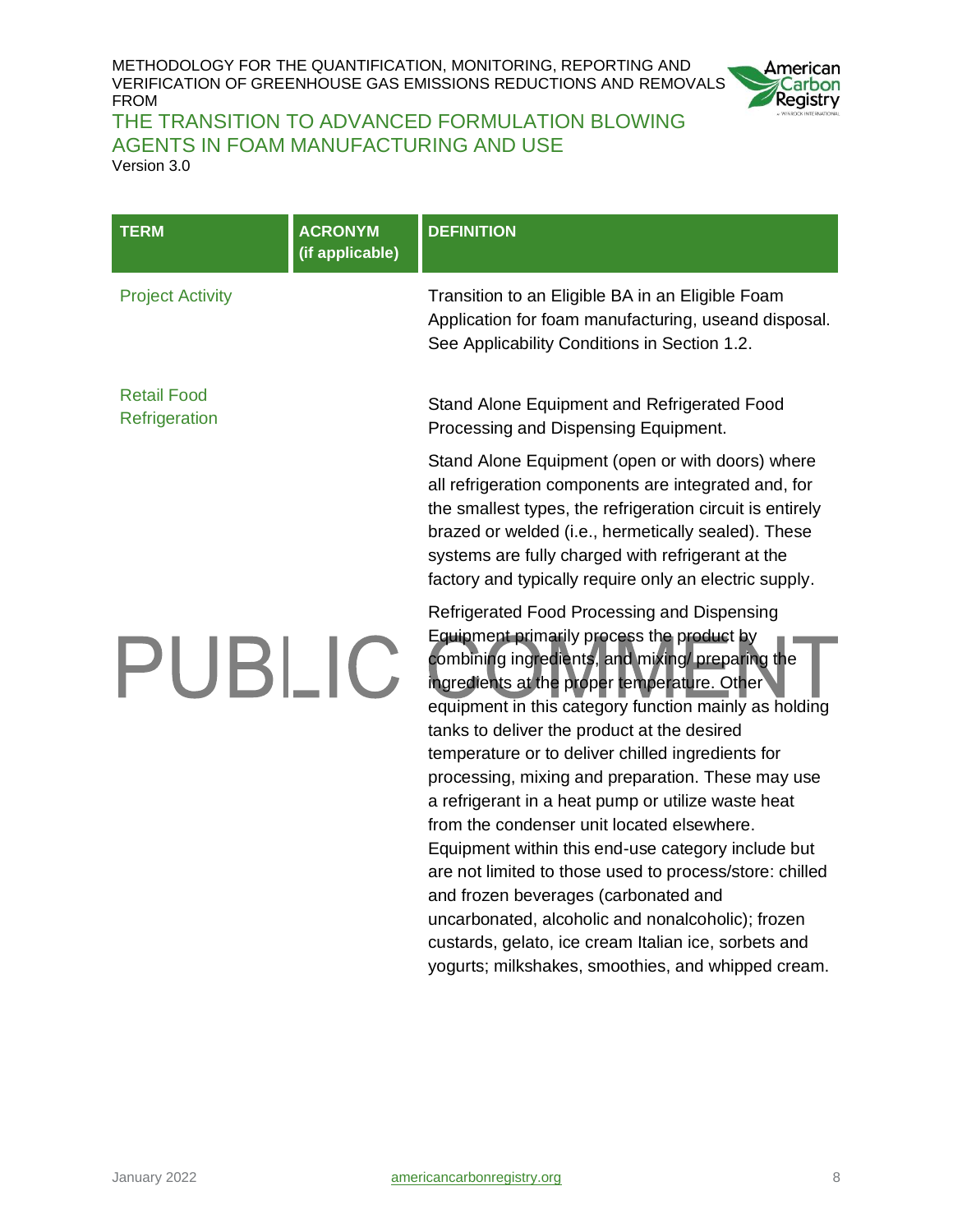| TERM | ACRONYM (if applicable) | DEFINITION |
|---|---|---|
| Project Activity | | Transition to an Eligible BA in an Eligible Foam Application for foam manufacturing, useand disposal. See Applicability Conditions in Section 1.2. |
| Retail Food Refrigeration | | Stand Alone Equipment and Refrigerated Food Processing and Dispensing Equipment.<br><br>Stand Alone Equipment (open or with doors) where all refrigeration components are integrated and, for the smallest types, the refrigeration circuit is entirely brazed or welded (i.e., hermetically sealed). These systems are fully charged with refrigerant at the factory and typically require only an electric supply.<br><br>Refrigerated Food Processing and Dispensing Equipment primarily process the product by combining ingredients, and mixing/ preparing the ingredients at the proper temperature. Other equipment in this category function mainly as holding tanks to deliver the product at the desired temperature or to deliver chilled ingredients for processing, mixing and preparation. These may use a refrigerant in a heat pump or utilize waste heat from the condenser unit located elsewhere. Equipment within this end-use category include but are not limited to those used to process/store: chilled and frozen beverages (carbonated and uncarbonated, alcoholic and nonalcoholic); frozen custards, gelato, ice cream Italian ice, sorbets and yogurts; milkshakes, smoothies, and whipped cream. |

PUBLIC COMMENT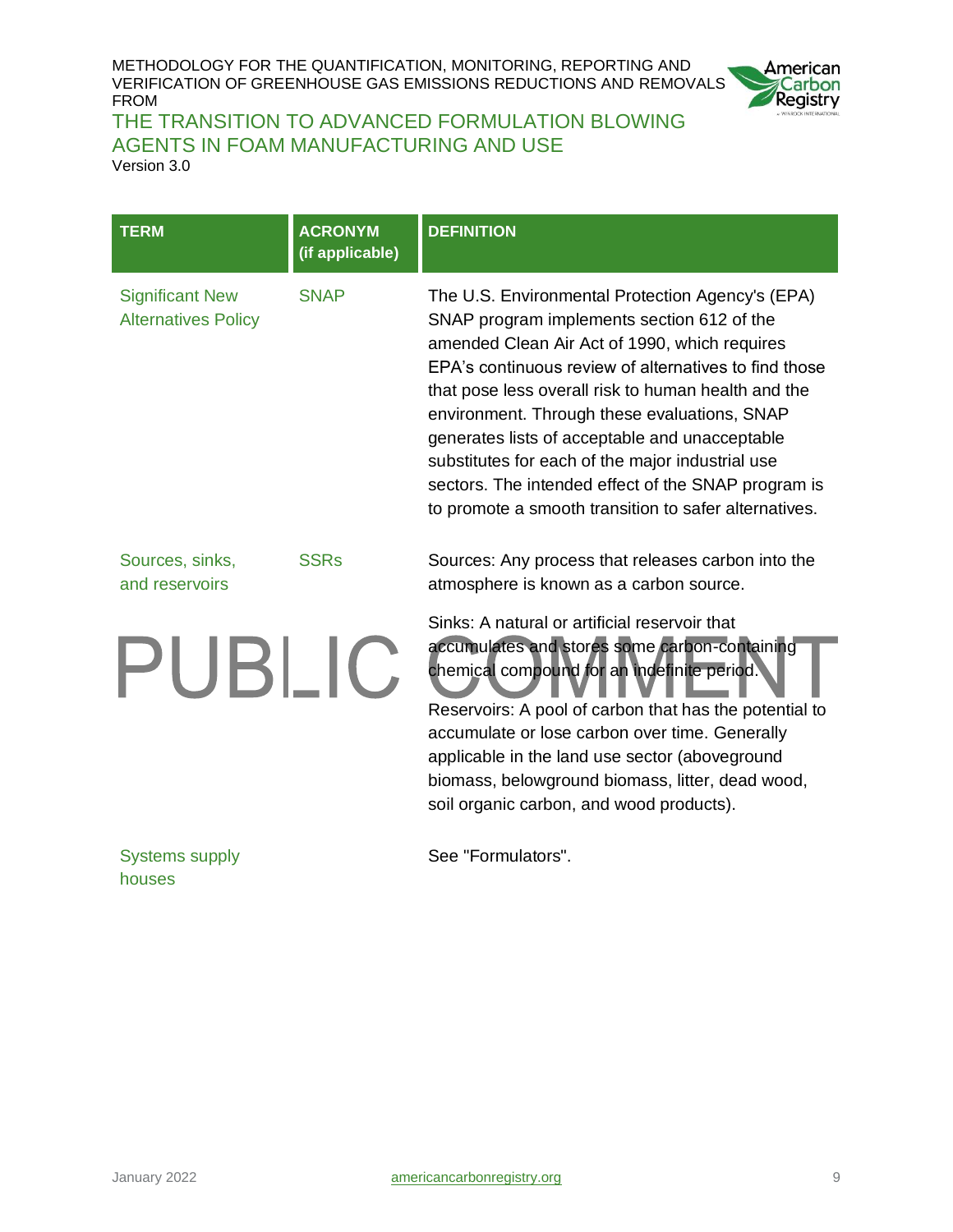| TERM | ACRONYM (if applicable) | DEFINITION |
| --- | --- | --- |
| Significant New Alternatives Policy | SNAP | The U.S. Environmental Protection Agency's (EPA) SNAP program implements section 612 of the amended Clean Air Act of 1990, which requires EPA's continuous review of alternatives to find those that pose less overall risk to human health and the environment. Through these evaluations, SNAP generates lists of acceptable and unacceptable substitutes for each of the major industrial use sectors. The intended effect of the SNAP program is to promote a smooth transition to safer alternatives. |
| Sources, sinks, and reservoirs | SSRs | Sources: Any process that releases carbon into the atmosphere is known as a carbon source.<br><br>Sinks: A natural or artificial reservoir that accumulates and stores some carbon-containing chemical compound for an indefinite period.<br><br>Reservoirs: A pool of carbon that has the potential to accumulate or lose carbon over time. Generally applicable in the land use sector (aboveground biomass, belowground biomass, litter, dead wood, soil organic carbon, and wood products). |
| Systems supply houses | | See "Formulators". |

PUBLIC COMMENT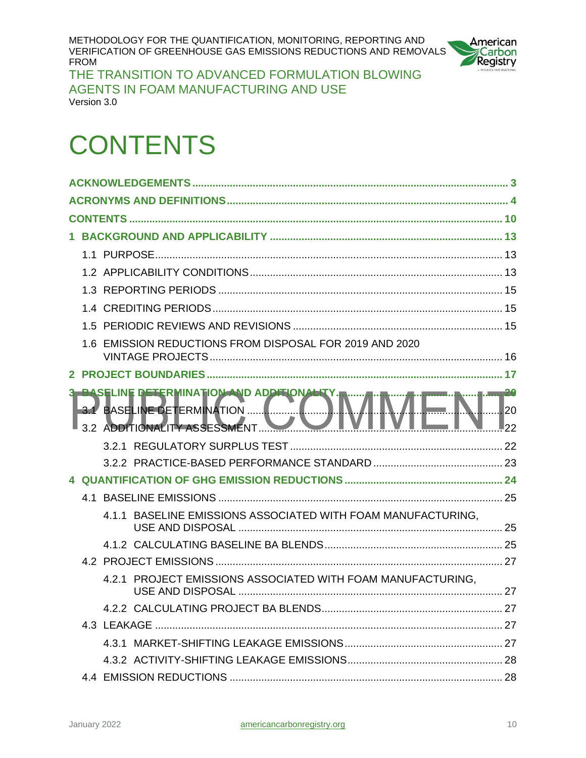# CONTENTS

ACKNOWLEDGEMENTS ............................................................................................................ 3

ACRONYMS AND DEFINITIONS ................................................................................................ 4

CONTENTS ................................................................................................................................ 10

1 BACKGROUND AND APPLICABILITY ................................................................................ 13

- 1.1 PURPOSE ........................................................................................................................ 13
- 1.2 APPLICABILITY CONDITIONS ...................................................................................... 13
- 1.3 REPORTING PERIODS ................................................................................................. 15
- 1.4 CREDITING PERIODS ................................................................................................... 15
- 1.5 PERIODIC REVIEWS AND REVISIONS ........................................................................ 15
- 1.6 EMISSION REDUCTIONS FROM DISPOSAL FOR 2019 AND 2020 VINTAGE PROJECTS ..................................................................................................... 16

2 PROJECT BOUNDARIES ..................................................................................................... 17

3 BASELINE DETERMINATION AND ADDITIONALITY ........................................................ 20

- 3.1 BASELINE DETERMINATION ........................................................................................ 20
- 3.2 ADDITIONALITY ASSESSMENT .................................................................................... 22
  - 3.2.1 REGULATORY SURPLUS TEST ............................................................................ 22
  - 3.2.2 PRACTICE-BASED PERFORMANCE STANDARD ................................................ 23

4 QUANTIFICATION OF GHG EMISSION REDUCTIONS ...................................................... 24

- 4.1 BASELINE EMISSIONS .................................................................................................. 25
  - 4.1.1 BASELINE EMISSIONS ASSOCIATED WITH FOAM MANUFACTURING, USE AND DISPOSAL ............................................................................................ 25
  - 4.1.2 CALCULATING BASELINE BA BLENDS ............................................................... 25
- 4.2 PROJECT EMISSIONS .................................................................................................. 27
  - 4.2.1 PROJECT EMISSIONS ASSOCIATED WITH FOAM MANUFACTURING, USE AND DISPOSAL ............................................................................................ 27
  - 4.2.2 CALCULATING PROJECT BA BLENDS ................................................................ 27
- 4.3 LEAKAGE ........................................................................................................................ 27
  - 4.3.1 MARKET-SHIFTING LEAKAGE EMISSIONS ......................................................... 27
  - 4.3.2 ACTIVITY-SHIFTING LEAKAGE EMISSIONS ....................................................... 28
- 4.4 EMISSION REDUCTIONS .............................................................................................. 28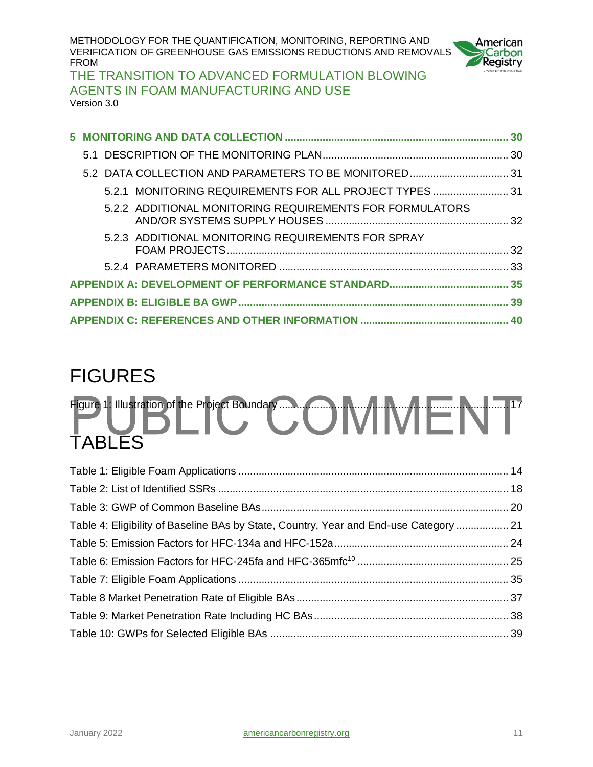| | |
|---|---|
| **5 MONITORING AND DATA COLLECTION** | **30** |
| 5.1 DESCRIPTION OF THE MONITORING PLAN | 30 |
| 5.2 DATA COLLECTION AND PARAMETERS TO BE MONITORED | 31 |
| 5.2.1 MONITORING REQUIREMENTS FOR ALL PROJECT TYPES | 31 |
| 5.2.2 ADDITIONAL MONITORING REQUIREMENTS FOR FORMULATORS AND/OR SYSTEMS SUPPLY HOUSES | 32 |
| 5.2.3 ADDITIONAL MONITORING REQUIREMENTS FOR SPRAY FOAM PROJECTS | 32 |
| 5.2.4 PARAMETERS MONITORED | 33 |
| **APPENDIX A: DEVELOPMENT OF PERFORMANCE STANDARD** | **35** |
| **APPENDIX B: ELIGIBLE BA GWP** | **39** |
| **APPENDIX C: REFERENCES AND OTHER INFORMATION** | **40** |

# FIGURES

Figure 1: Illustration of the Project Boundary ........ 17

PUBLIC COMMENT

# TABLES

| | |
|---|---|
| Table 1: Eligible Foam Applications | 14 |
| Table 2: List of Identified SSRs | 18 |
| Table 3: GWP of Common Baseline BAs | 20 |
| Table 4: Eligibility of Baseline BAs by State, Country, Year and End-use Category | 21 |
| Table 5: Emission Factors for HFC-134a and HFC-152a | 24 |
| Table 6: Emission Factors for HFC-245fa and HFC-365mfc[10] | 25 |
| Table 7: Eligible Foam Applications | 35 |
| Table 8 Market Penetration Rate of Eligible BAs | 37 |
| Table 9: Market Penetration Rate Including HC BAs | 38 |
| Table 10: GWPs for Selected Eligible BAs | 39 |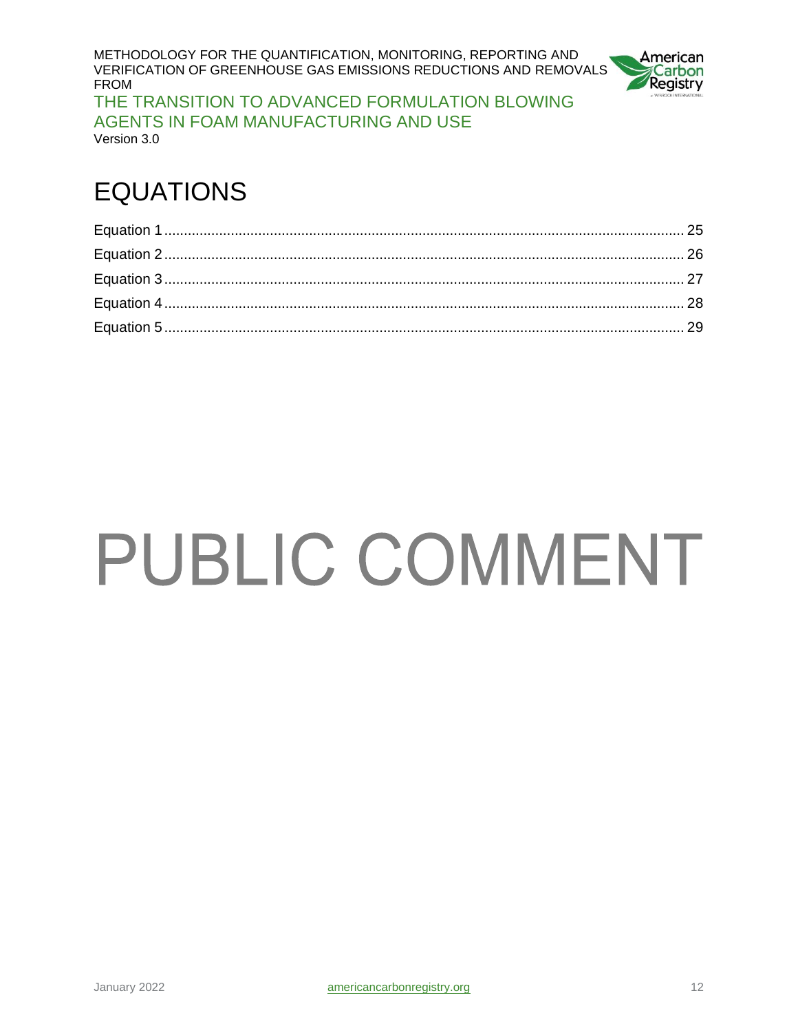# EQUATIONS

Equation 1 .......... 25
Equation 2 .......... 26
Equation 3 .......... 27
Equation 4 .......... 28
Equation 5 .......... 29

PUBLIC COMMENT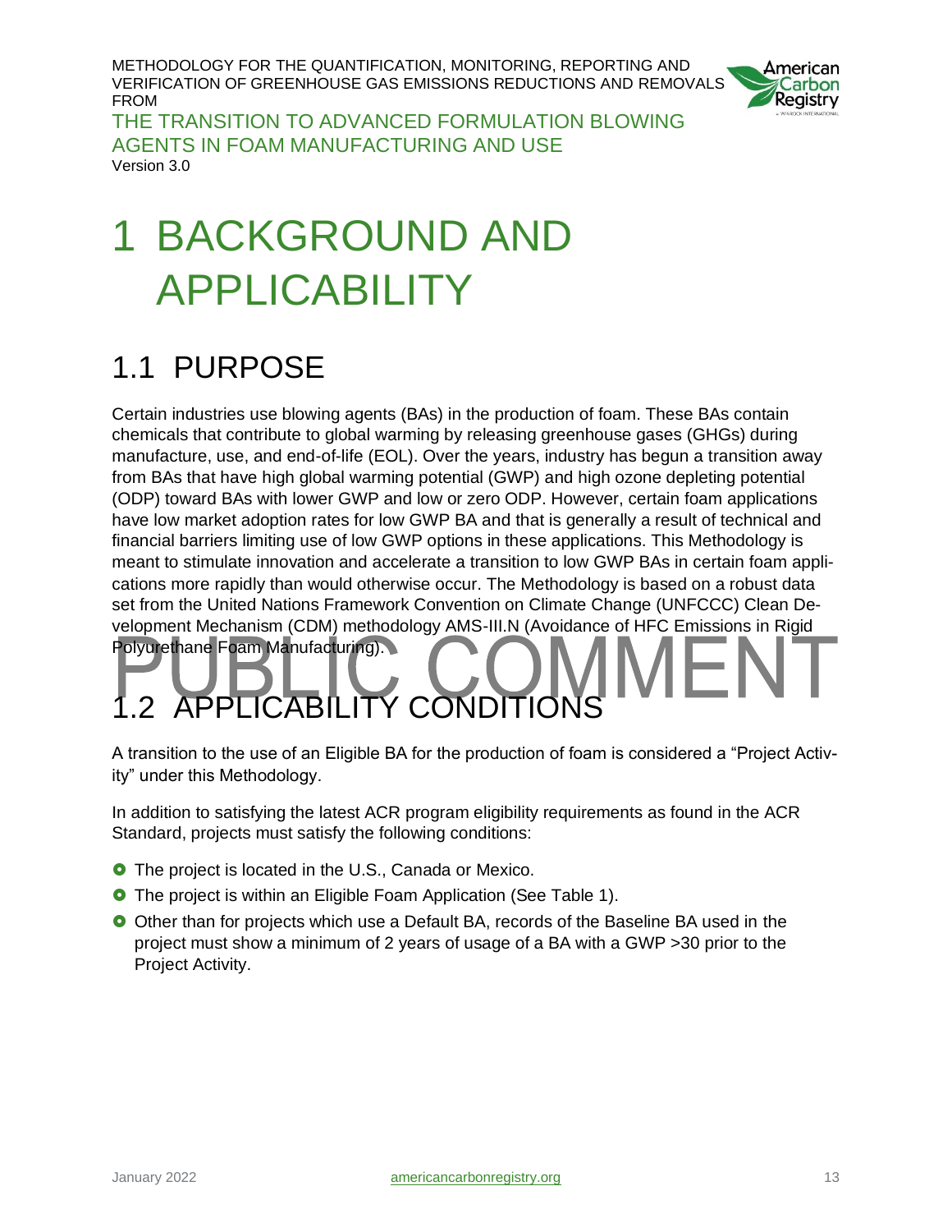# 1 BACKGROUND AND APPLICABILITY

## 1.1 PURPOSE

Certain industries use blowing agents (BAs) in the production of foam. These BAs contain chemicals that contribute to global warming by releasing greenhouse gases (GHGs) during manufacture, use, and end-of-life (EOL). Over the years, industry has begun a transition away from BAs that have high global warming potential (GWP) and high ozone depleting potential (ODP) toward BAs with lower GWP and low or zero ODP. However, certain foam applications have low market adoption rates for low GWP BA and that is generally a result of technical and financial barriers limiting use of low GWP options in these applications. This Methodology is meant to stimulate innovation and accelerate a transition to low GWP BAs in certain foam applications more rapidly than would otherwise occur. The Methodology is based on a robust data set from the United Nations Framework Convention on Climate Change (UNFCCC) Clean Development Mechanism (CDM) methodology AMS-III.N (Avoidance of HFC Emissions in Rigid Polyurethane Foam Manufacturing).

## 1.2 APPLICABILITY CONDITIONS

A transition to the use of an Eligible BA for the production of foam is considered a "Project Activity" under this Methodology.

In addition to satisfying the latest ACR program eligibility requirements as found in the ACR Standard, projects must satisfy the following conditions:

- The project is located in the U.S., Canada or Mexico.
- The project is within an Eligible Foam Application (See Table 1).
- Other than for projects which use a Default BA, records of the Baseline BA used in the project must show a minimum of 2 years of usage of a BA with a GWP >30 prior to the Project Activity.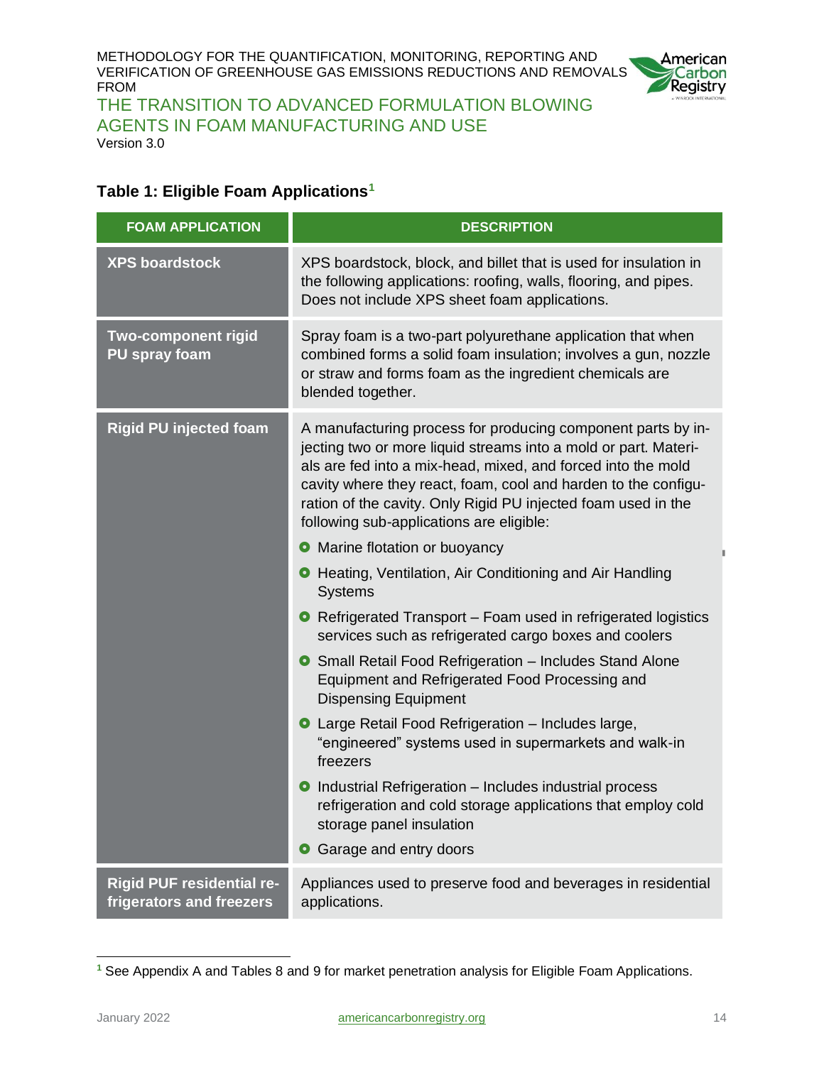### Table 1: Eligible Foam Applications[1]

| FOAM APPLICATION | DESCRIPTION |
|---|---|
| **XPS boardstock** | XPS boardstock, block, and billet that is used for insulation in the following applications: roofing, walls, flooring, and pipes. Does not include XPS sheet foam applications. |
| **Two-component rigid PU spray foam** | Spray foam is a two-part polyurethane application that when combined forms a solid foam insulation; involves a gun, nozzle or straw and forms foam as the ingredient chemicals are blended together. |
| **Rigid PU injected foam** | A manufacturing process for producing component parts by injecting two or more liquid streams into a mold or part. Materials are fed into a mix-head, mixed, and forced into the mold cavity where they react, foam, cool and harden to the configuration of the cavity. Only Rigid PU injected foam used in the following sub-applications are eligible:<br>• Marine flotation or buoyancy<br>• Heating, Ventilation, Air Conditioning and Air Handling Systems<br>• Refrigerated Transport – Foam used in refrigerated logistics services such as refrigerated cargo boxes and coolers<br>• Small Retail Food Refrigeration – Includes Stand Alone Equipment and Refrigerated Food Processing and Dispensing Equipment<br>• Large Retail Food Refrigeration – Includes large, "engineered" systems used in supermarkets and walk-in freezers<br>• Industrial Refrigeration – Includes industrial process refrigeration and cold storage applications that employ cold storage panel insulation<br>• Garage and entry doors |
| **Rigid PUF residential refrigerators and freezers** | Appliances used to preserve food and beverages in residential applications. |

[1] See Appendix A and Tables 8 and 9 for market penetration analysis for Eligible Foam Applications.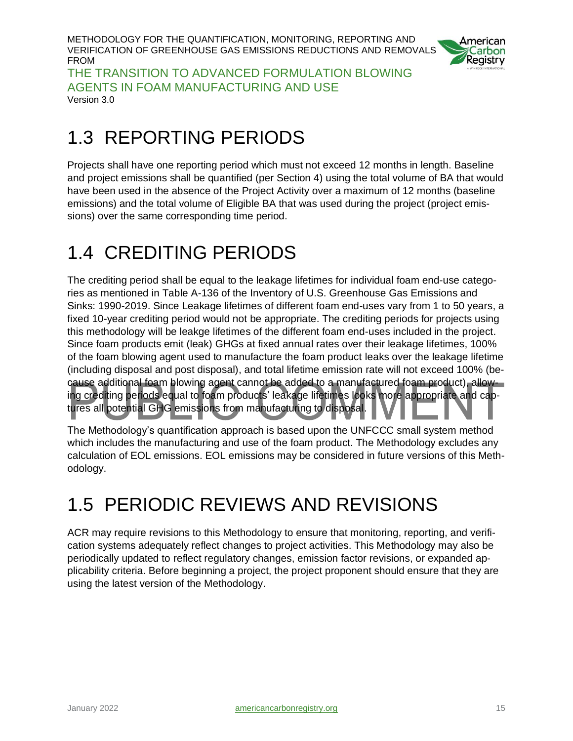## 1.3 REPORTING PERIODS

Projects shall have one reporting period which must not exceed 12 months in length. Baseline and project emissions shall be quantified (per Section 4) using the total volume of BA that would have been used in the absence of the Project Activity over a maximum of 12 months (baseline emissions) and the total volume of Eligible BA that was used during the project (project emissions) over the same corresponding time period.

## 1.4 CREDITING PERIODS

The crediting period shall be equal to the leakage lifetimes for individual foam end-use categories as mentioned in Table A-136 of the Inventory of U.S. Greenhouse Gas Emissions and Sinks: 1990-2019. Since Leakage lifetimes of different foam end-uses vary from 1 to 50 years, a fixed 10-year crediting period would not be appropriate. The crediting periods for projects using this methodology will be leakge lifetimes of the different foam end-uses included in the project. Since foam products emit (leak) GHGs at fixed annual rates over their leakage lifetimes, 100% of the foam blowing agent used to manufacture the foam product leaks over the leakage lifetime (including disposal and post disposal), and total lifetime emission rate will not exceed 100% (because additional foam blowing agent cannot be added to a manufactured foam product), allowing crediting periods equal to foam products' leakage lifetimes looks more appropriate and captures all potential GHG emissions from manufacturing to disposal.

The Methodology's quantification approach is based upon the UNFCCC small system method which includes the manufacturing and use of the foam product. The Methodology excludes any calculation of EOL emissions. EOL emissions may be considered in future versions of this Methodology.

## 1.5 PERIODIC REVIEWS AND REVISIONS

ACR may require revisions to this Methodology to ensure that monitoring, reporting, and verification systems adequately reflect changes to project activities. This Methodology may also be periodically updated to reflect regulatory changes, emission factor revisions, or expanded applicability criteria. Before beginning a project, the project proponent should ensure that they are using the latest version of the Methodology.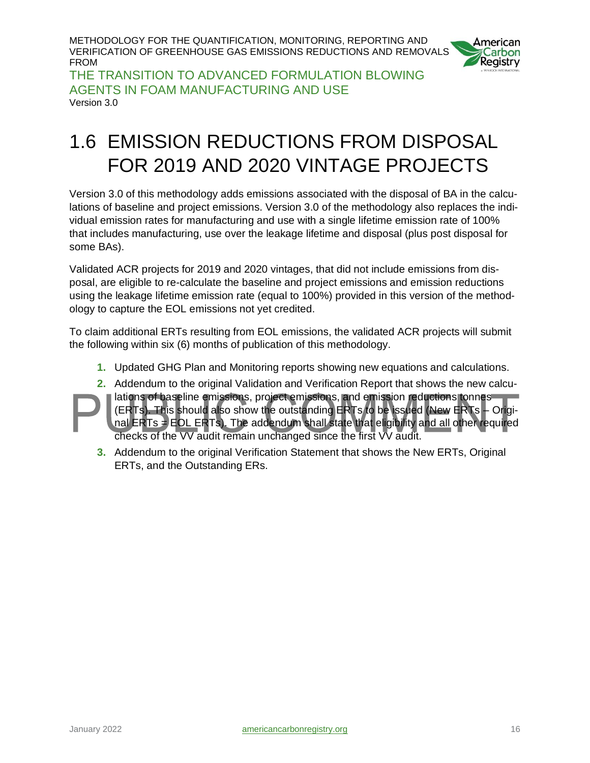## 1.6 EMISSION REDUCTIONS FROM DISPOSAL FOR 2019 AND 2020 VINTAGE PROJECTS

Version 3.0 of this methodology adds emissions associated with the disposal of BA in the calculations of baseline and project emissions. Version 3.0 of the methodology also replaces the individual emission rates for manufacturing and use with a single lifetime emission rate of 100% that includes manufacturing, use over the leakage lifetime and disposal (plus post disposal for some BAs).

Validated ACR projects for 2019 and 2020 vintages, that did not include emissions from disposal, are eligible to re-calculate the baseline and project emissions and emission reductions using the leakage lifetime emission rate (equal to 100%) provided in this version of the methodology to capture the EOL emissions not yet credited.

To claim additional ERTs resulting from EOL emissions, the validated ACR projects will submit the following within six (6) months of publication of this methodology.

1. Updated GHG Plan and Monitoring reports showing new equations and calculations.
2. Addendum to the original Validation and Verification Report that shows the new calculations of baseline emissions, project emissions, and emission reductions tonnes (ERTs). This should also show the outstanding ERTs to be issued (New ERTs – Original ERTs = EOL ERTs). The addendum shall state that eligibility and all other required checks of the VV audit remain unchanged since the first VV audit.
3. Addendum to the original Verification Statement that shows the New ERTs, Original ERTs, and the Outstanding ERs.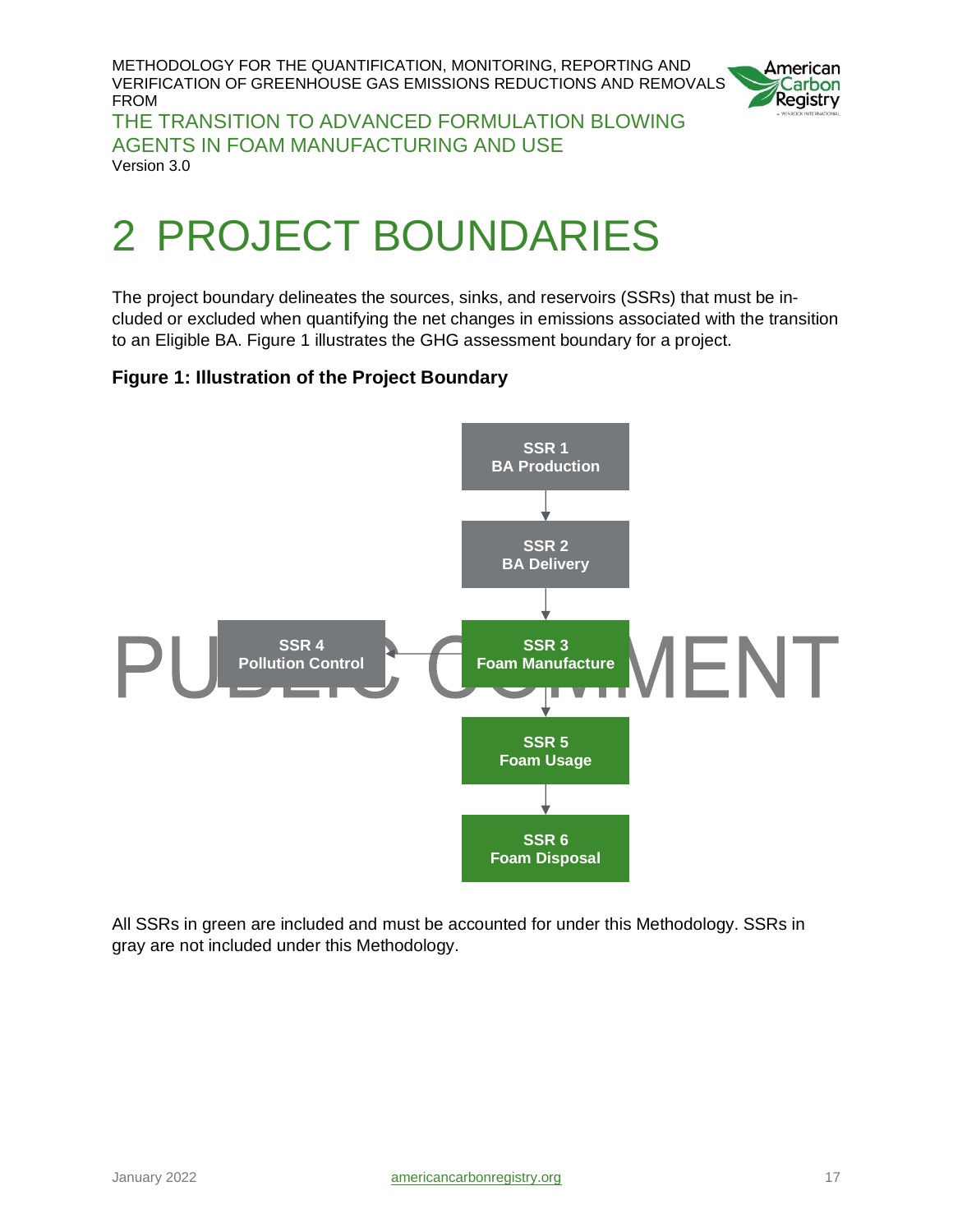# 2 PROJECT BOUNDARIES

The project boundary delineates the sources, sinks, and reservoirs (SSRs) that must be included or excluded when quantifying the net changes in emissions associated with the transition to an Eligible BA. Figure 1 illustrates the GHG assessment boundary for a project.

**Figure 1: Illustration of the Project Boundary**

SSR 1 BA Production

SSR 2 BA Delivery

SSR 3 Foam Manufacture

SSR 4 Pollution Control

SSR 5 Foam Usage

SSR 6 Foam Disposal

All SSRs in green are included and must be accounted for under this Methodology. SSRs in gray are not included under this Methodology.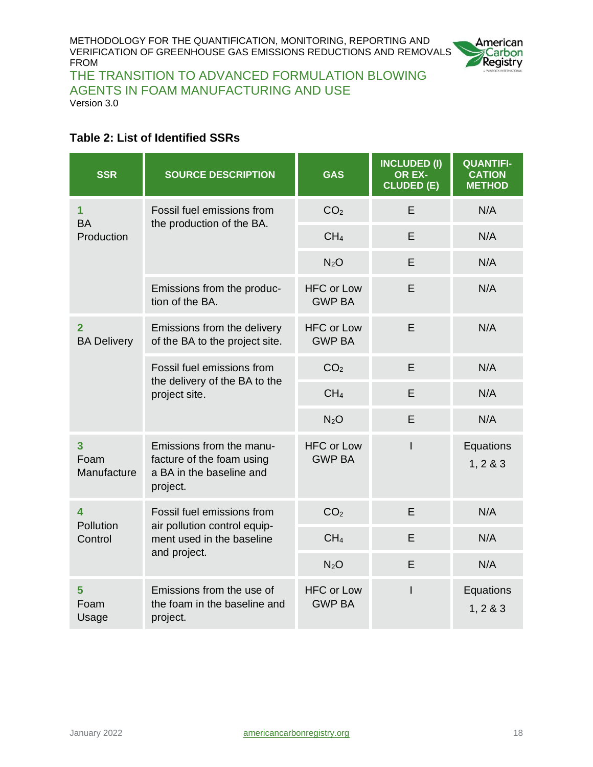### Table 2: List of Identified SSRs

| SSR | SOURCE DESCRIPTION | GAS | INCLUDED (I) OR EXCLUDED (E) | QUANTIFICATION METHOD |
|---|---|---|---|---|
| **1** BA Production | Fossil fuel emissions from the production of the BA. | $CO_2$ | E | N/A |
| | | $CH_4$ | E | N/A |
| | | $N_2O$ | E | N/A |
| | Emissions from the production of the BA. | HFC or Low GWP BA | E | N/A |
| **2** BA Delivery | Emissions from the delivery of the BA to the project site. | HFC or Low GWP BA | E | N/A |
| | Fossil fuel emissions from the delivery of the BA to the project site. | $CO_2$ | E | N/A |
| | | $CH_4$ | E | N/A |
| | | $N_2O$ | E | N/A |
| **3** Foam Manufacture | Emissions from the manufacture of the foam using a BA in the baseline and project. | HFC or Low GWP BA | I | Equations 1, 2 & 3 |
| **4** Pollution Control | Fossil fuel emissions from air pollution control equipment used in the baseline and project. | $CO_2$ | E | N/A |
| | | $CH_4$ | E | N/A |
| | | $N_2O$ | E | N/A |
| **5** Foam Usage | Emissions from the use of the foam in the baseline and project. | HFC or Low GWP BA | I | Equations 1, 2 & 3 |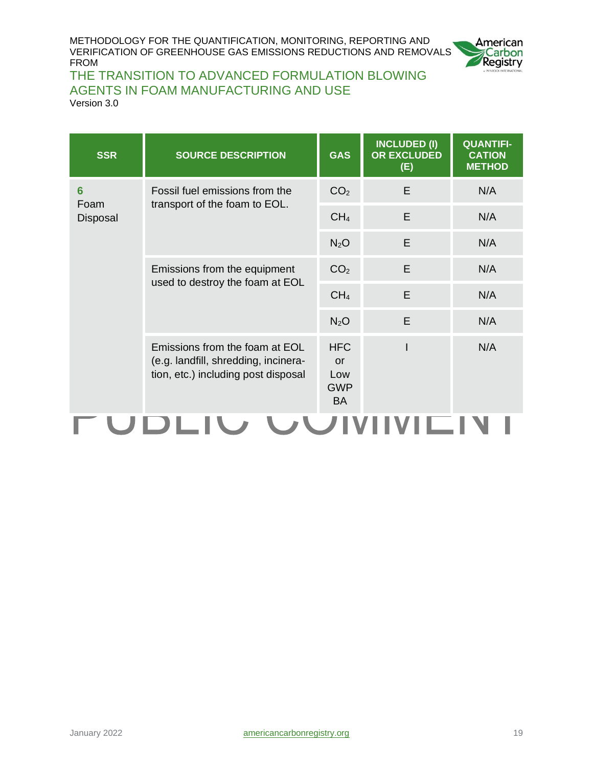| SSR | SOURCE DESCRIPTION | GAS | INCLUDED (I) OR EXCLUDED (E) | QUANTIFICATION METHOD |
|---|---|---|---|---|
| **6** Foam Disposal | Fossil fuel emissions from the transport of the foam to EOL. | $CO_2$ | E | N/A |
| | | $CH_4$ | E | N/A |
| | | $N_2O$ | E | N/A |
| | Emissions from the equipment used to destroy the foam at EOL | $CO_2$ | E | N/A |
| | | $CH_4$ | E | N/A |
| | | $N_2O$ | E | N/A |
| | Emissions from the foam at EOL (e.g. landfill, shredding, incineration, etc.) including post disposal | HFC or Low GWP BA | I | N/A |

PUBLIC COMMENT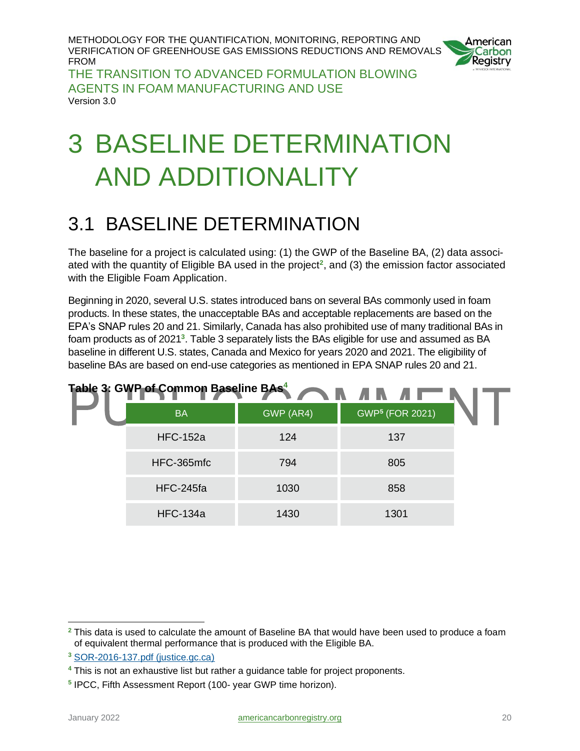# 3 BASELINE DETERMINATION AND ADDITIONALITY

## 3.1 BASELINE DETERMINATION

The baseline for a project is calculated using: (1) the GWP of the Baseline BA, (2) data associated with the quantity of Eligible BA used in the project[2], and (3) the emission factor associated with the Eligible Foam Application.

Beginning in 2020, several U.S. states introduced bans on several BAs commonly used in foam products. In these states, the unacceptable BAs and acceptable replacements are based on the EPA's SNAP rules 20 and 21. Similarly, Canada has also prohibited use of many traditional BAs in foam products as of 2021[3]. Table 3 separately lists the BAs eligible for use and assumed as BA baseline in different U.S. states, Canada and Mexico for years 2020 and 2021. The eligibility of baseline BAs are based on end-use categories as mentioned in EPA SNAP rules 20 and 21.

**Table 3: GWP of Common Baseline BAs[4]**

| BA | GWP (AR4) | GWP[5] (FOR 2021) |
|---|---|---|
| HFC-152a | 124 | 137 |
| HFC-365mfc | 794 | 805 |
| HFC-245fa | 1030 | 858 |
| HFC-134a | 1430 | 1301 |

---

[2] This data is used to calculate the amount of Baseline BA that would have been used to produce a foam of equivalent thermal performance that is produced with the Eligible BA.

[3] SOR-2016-137.pdf (justice.gc.ca)

[4] This is not an exhaustive list but rather a guidance table for project proponents.

[5] IPCC, Fifth Assessment Report (100- year GWP time horizon).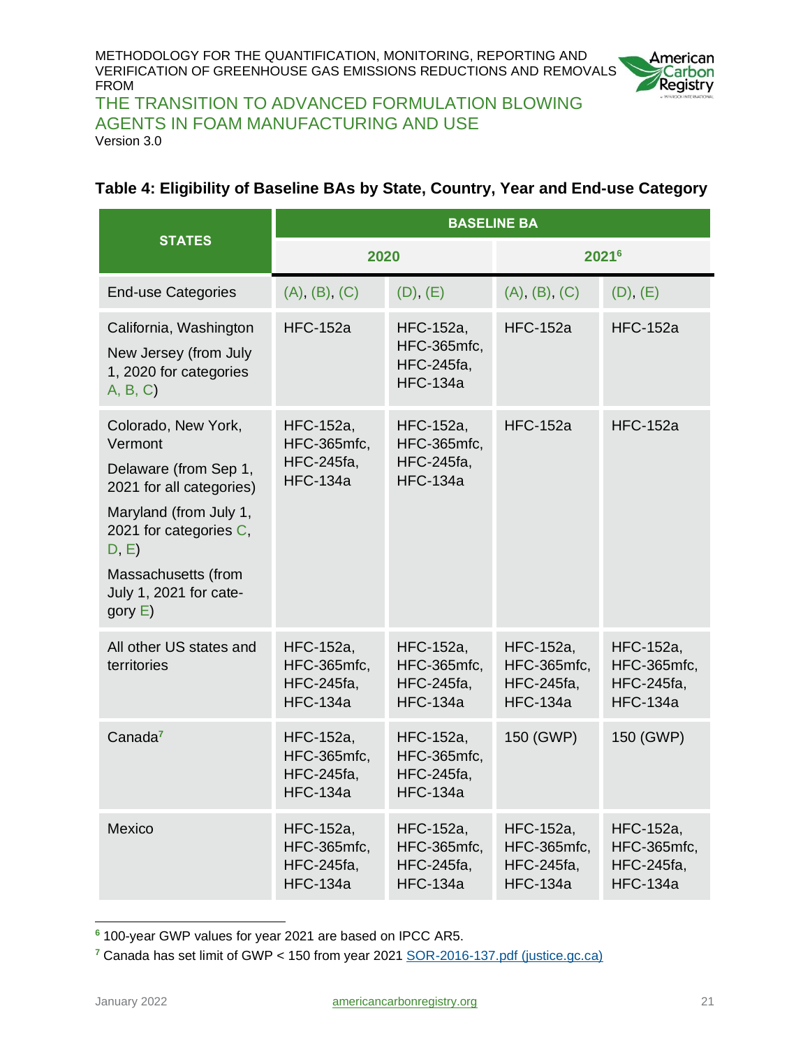### Table 4: Eligibility of Baseline BAs by State, Country, Year and End-use Category

| STATES | BASELINE BA | | | |
|---|---|---|---|---|
| | 2020 | | 2021[6] | |
| End-use Categories | (A), (B), (C) | (D), (E) | (A), (B), (C) | (D), (E) |
| California, Washington<br>New Jersey (from July 1, 2020 for categories A, B, C) | HFC-152a | HFC-152a, HFC-365mfc, HFC-245fa, HFC-134a | HFC-152a | HFC-152a |
| Colorado, New York, Vermont<br>Delaware (from Sep 1, 2021 for all categories)<br>Maryland (from July 1, 2021 for categories C, D, E)<br>Massachusetts (from July 1, 2021 for category E) | HFC-152a, HFC-365mfc, HFC-245fa, HFC-134a | HFC-152a, HFC-365mfc, HFC-245fa, HFC-134a | HFC-152a | HFC-152a |
| All other US states and territories | HFC-152a, HFC-365mfc, HFC-245fa, HFC-134a | HFC-152a, HFC-365mfc, HFC-245fa, HFC-134a | HFC-152a, HFC-365mfc, HFC-245fa, HFC-134a | HFC-152a, HFC-365mfc, HFC-245fa, HFC-134a |
| Canada[7] | HFC-152a, HFC-365mfc, HFC-245fa, HFC-134a | HFC-152a, HFC-365mfc, HFC-245fa, HFC-134a | 150 (GWP) | 150 (GWP) |
| Mexico | HFC-152a, HFC-365mfc, HFC-245fa, HFC-134a | HFC-152a, HFC-365mfc, HFC-245fa, HFC-134a | HFC-152a, HFC-365mfc, HFC-245fa, HFC-134a | HFC-152a, HFC-365mfc, HFC-245fa, HFC-134a |

[6] 100-year GWP values for year 2021 are based on IPCC AR5.

[7] Canada has set limit of GWP < 150 from year 2021 SOR-2016-137.pdf (justice.gc.ca)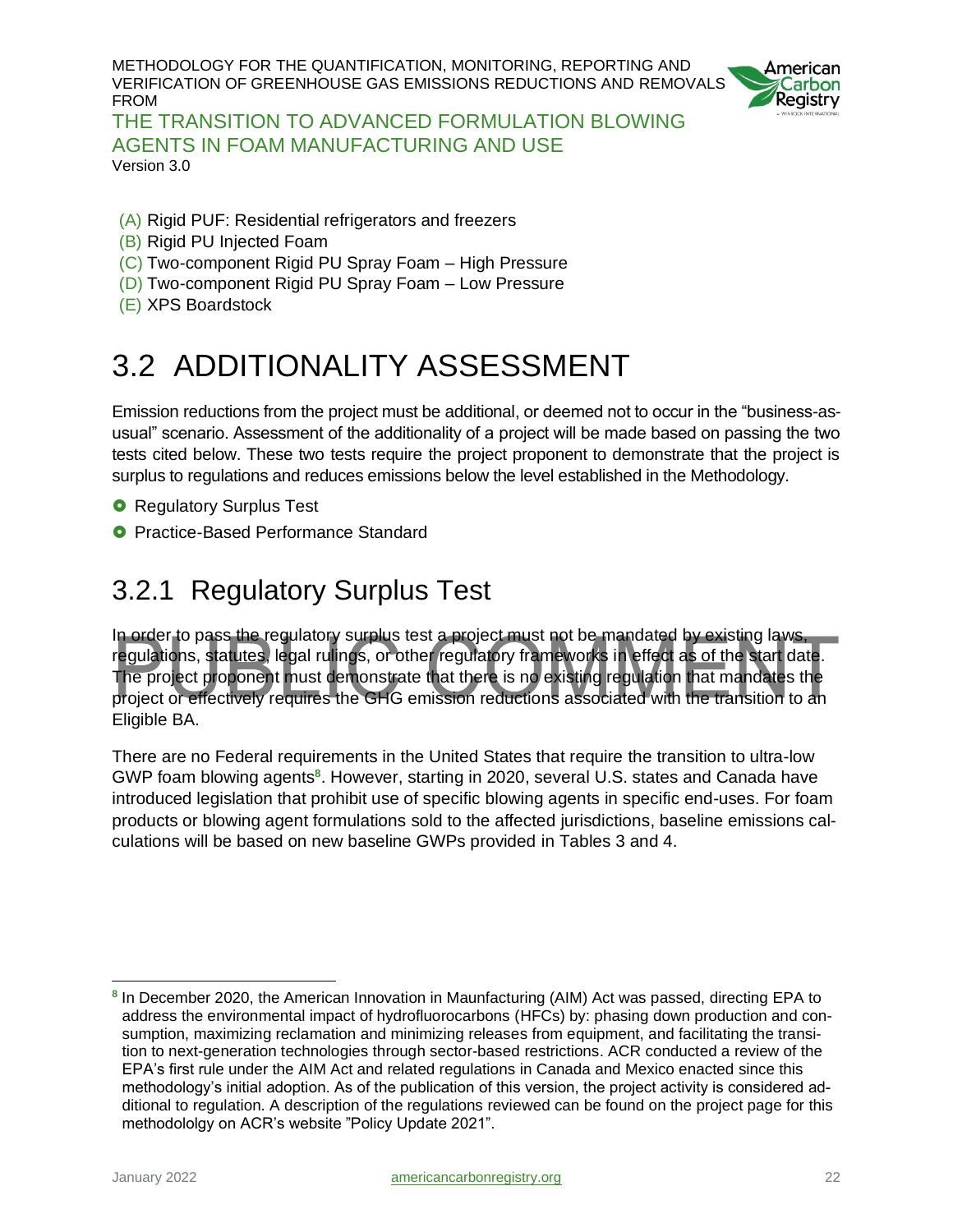(A) Rigid PUF: Residential refrigerators and freezers
(B) Rigid PU Injected Foam
(C) Two-component Rigid PU Spray Foam – High Pressure
(D) Two-component Rigid PU Spray Foam – Low Pressure
(E) XPS Boardstock

# 3.2 ADDITIONALITY ASSESSMENT

Emission reductions from the project must be additional, or deemed not to occur in the "business-as-usual" scenario. Assessment of the additionality of a project will be made based on passing the two tests cited below. These two tests require the project proponent to demonstrate that the project is surplus to regulations and reduces emissions below the level established in the Methodology.

- Regulatory Surplus Test
- Practice-Based Performance Standard

## 3.2.1 Regulatory Surplus Test

In order to pass the regulatory surplus test a project must not be mandated by existing laws, regulations, statutes, legal rulings, or other regulatory frameworks in effect as of the start date. The project proponent must demonstrate that there is no existing regulation that mandates the project or effectively requires the GHG emission reductions associated with the transition to an Eligible BA.

There are no Federal requirements in the United States that require the transition to ultra-low GWP foam blowing agents[8]. However, starting in 2020, several U.S. states and Canada have introduced legislation that prohibit use of specific blowing agents in specific end-uses. For foam products or blowing agent formulations sold to the affected jurisdictions, baseline emissions calculations will be based on new baseline GWPs provided in Tables 3 and 4.

[8] In December 2020, the American Innovation in Maunfacturing (AIM) Act was passed, directing EPA to address the environmental impact of hydrofluorocarbons (HFCs) by: phasing down production and consumption, maximizing reclamation and minimizing releases from equipment, and facilitating the transition to next-generation technologies through sector-based restrictions. ACR conducted a review of the EPA's first rule under the AIM Act and related regulations in Canada and Mexico enacted since this methodology's initial adoption. As of the publication of this version, the project activity is considered additional to regulation. A description of the regulations reviewed can be found on the project page for this methodololgy on ACR's website "Policy Update 2021".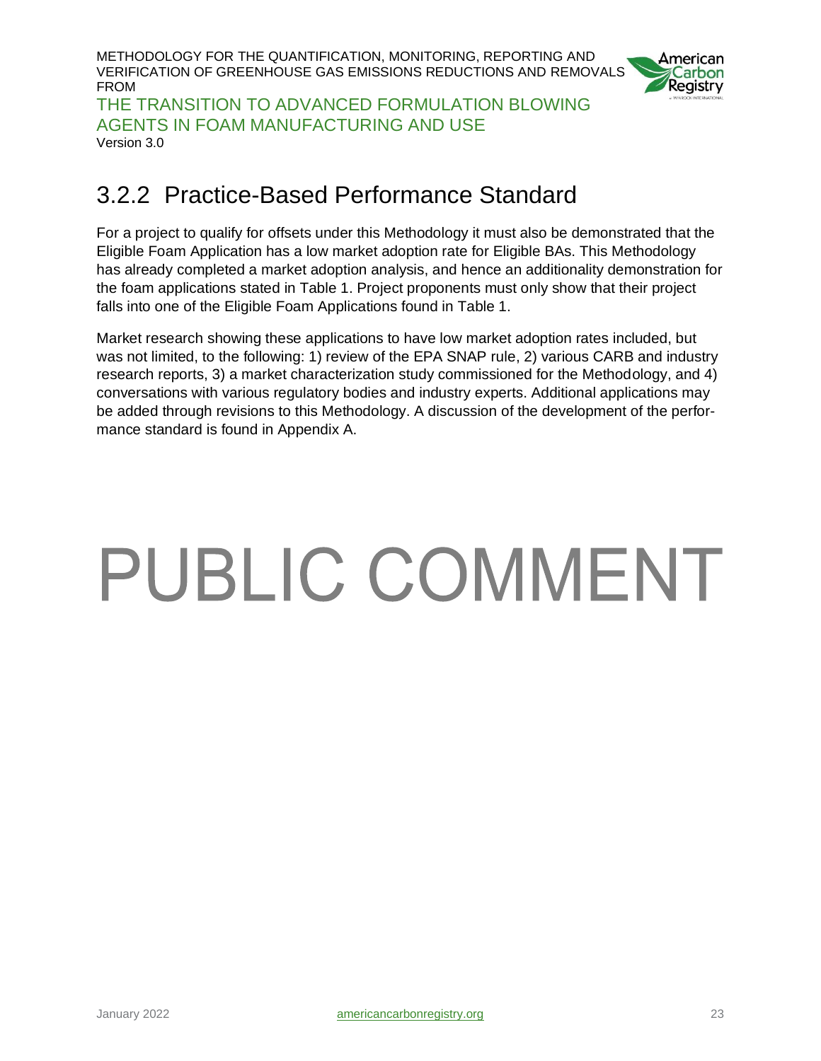### 3.2.2 Practice-Based Performance Standard

For a project to qualify for offsets under this Methodology it must also be demonstrated that the Eligible Foam Application has a low market adoption rate for Eligible BAs. This Methodology has already completed a market adoption analysis, and hence an additionality demonstration for the foam applications stated in Table 1. Project proponents must only show that their project falls into one of the Eligible Foam Applications found in Table 1.

Market research showing these applications to have low market adoption rates included, but was not limited, to the following: 1) review of the EPA SNAP rule, 2) various CARB and industry research reports, 3) a market characterization study commissioned for the Methodology, and 4) conversations with various regulatory bodies and industry experts. Additional applications may be added through revisions to this Methodology. A discussion of the development of the performance standard is found in Appendix A.

PUBLIC COMMENT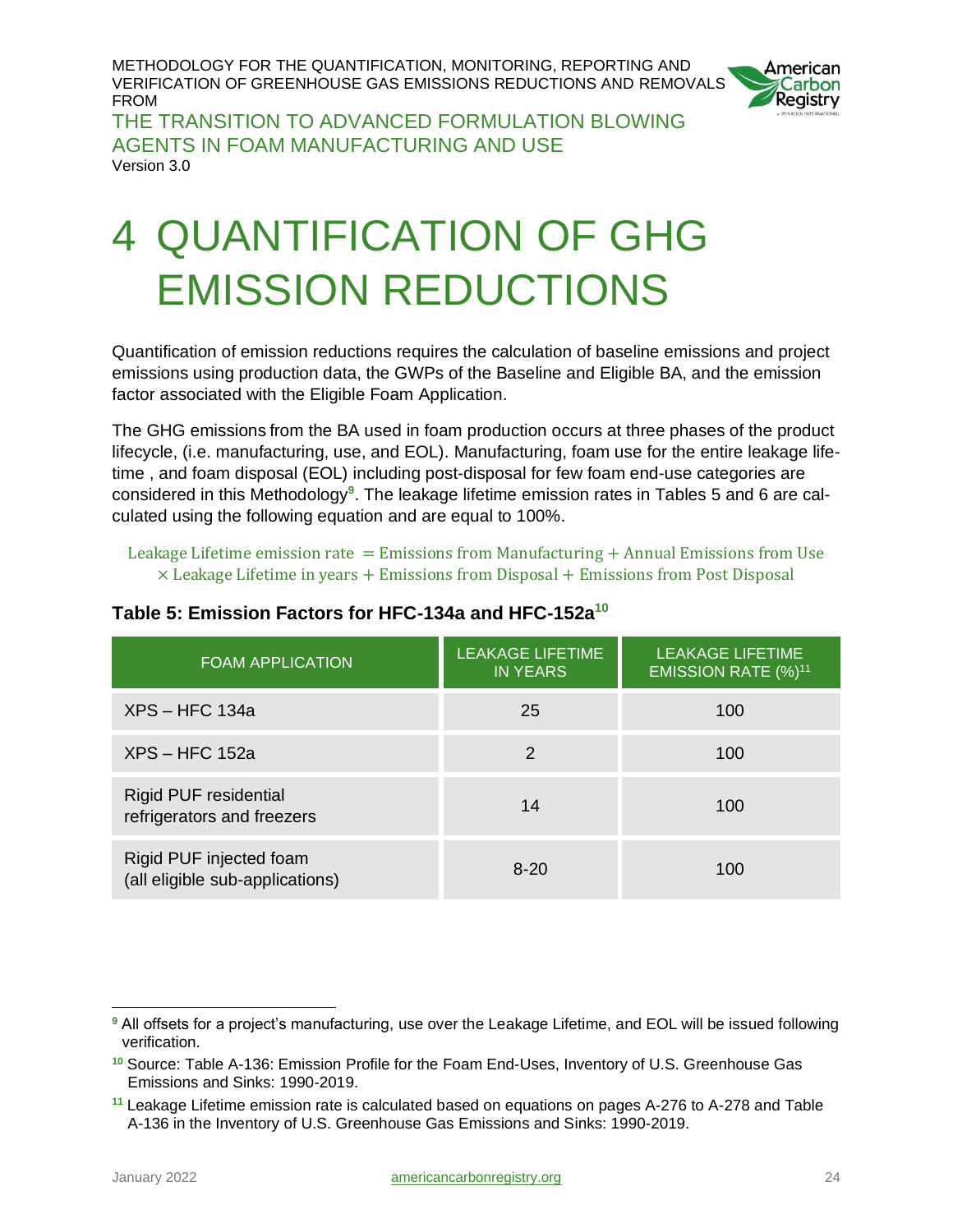# 4 QUANTIFICATION OF GHG EMISSION REDUCTIONS

Quantification of emission reductions requires the calculation of baseline emissions and project emissions using production data, the GWPs of the Baseline and Eligible BA, and the emission factor associated with the Eligible Foam Application.

The GHG emissions from the BA used in foam production occurs at three phases of the product lifecycle, (i.e. manufacturing, use, and EOL). Manufacturing, foam use for the entire leakage lifetime , and foam disposal (EOL) including post-disposal for few foam end-use categories are considered in this Methodology[9]. The leakage lifetime emission rates in Tables 5 and 6 are calculated using the following equation and are equal to 100%.

$$\text{Leakage Lifetime emission rate } = \text{Emissions from Manufacturing} + \text{Annual Emissions from Use} \times \text{Leakage Lifetime in years} + \text{Emissions from Disposal} + \text{Emissions from Post Disposal}$$

**Table 5: Emission Factors for HFC-134a and HFC-152a[10]**

| FOAM APPLICATION | LEAKAGE LIFETIME IN YEARS | LEAKAGE LIFETIME EMISSION RATE (%)[11] |
|---|---|---|
| XPS – HFC 134a | 25 | 100 |
| XPS – HFC 152a | 2 | 100 |
| Rigid PUF residential refrigerators and freezers | 14 | 100 |
| Rigid PUF injected foam (all eligible sub-applications) | 8-20 | 100 |

---

[9] All offsets for a project's manufacturing, use over the Leakage Lifetime, and EOL will be issued following verification.

[10] Source: Table A-136: Emission Profile for the Foam End-Uses, Inventory of U.S. Greenhouse Gas Emissions and Sinks: 1990-2019.

[11] Leakage Lifetime emission rate is calculated based on equations on pages A-276 to A-278 and Table A-136 in the Inventory of U.S. Greenhouse Gas Emissions and Sinks: 1990-2019.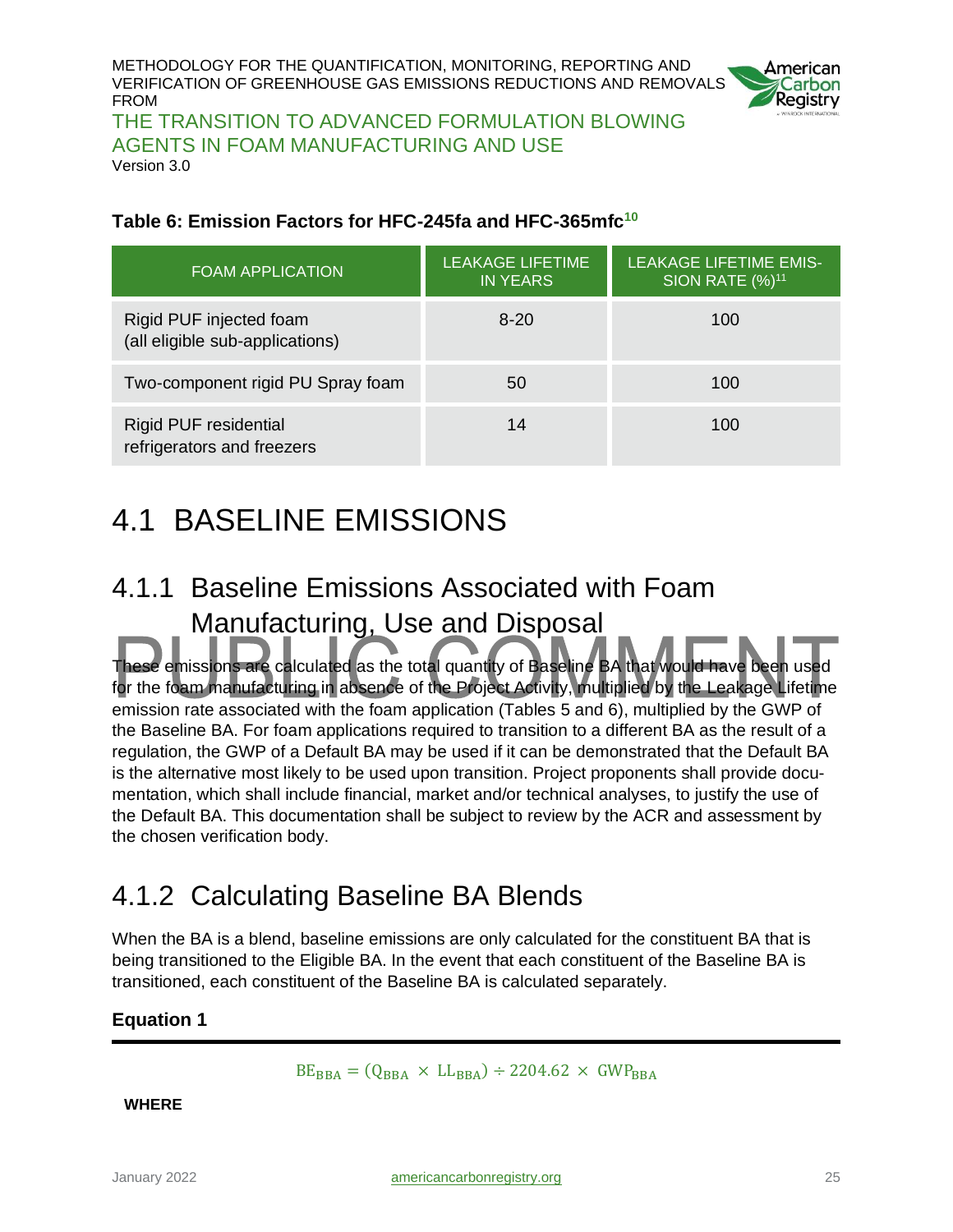**Table 6: Emission Factors for HFC-245fa and HFC-365mfc**[10]

| FOAM APPLICATION | LEAKAGE LIFETIME IN YEARS | LEAKAGE LIFETIME EMISSION RATE (%)[11] |
|---|---|---|
| Rigid PUF injected foam (all eligible sub-applications) | 8-20 | 100 |
| Two-component rigid PU Spray foam | 50 | 100 |
| Rigid PUF residential refrigerators and freezers | 14 | 100 |

# 4.1 BASELINE EMISSIONS

## 4.1.1 Baseline Emissions Associated with Foam Manufacturing, Use and Disposal

These emissions are calculated as the total quantity of Baseline BA that would have been used for the foam manufacturing in absence of the Project Activity, multiplied by the Leakage Lifetime emission rate associated with the foam application (Tables 5 and 6), multiplied by the GWP of the Baseline BA. For foam applications required to transition to a different BA as the result of a regulation, the GWP of a Default BA may be used if it can be demonstrated that the Default BA is the alternative most likely to be used upon transition. Project proponents shall provide documentation, which shall include financial, market and/or technical analyses, to justify the use of the Default BA. This documentation shall be subject to review by the ACR and assessment by the chosen verification body.

## 4.1.2 Calculating Baseline BA Blends

When the BA is a blend, baseline emissions are only calculated for the constituent BA that is being transitioned to the Eligible BA. In the event that each constituent of the Baseline BA is transitioned, each constituent of the Baseline BA is calculated separately.

**Equation 1**

$$BE_{BBA} = (Q_{BBA} \times LL_{BBA}) \div 2204.62 \times GWP_{BBA}$$

**WHERE**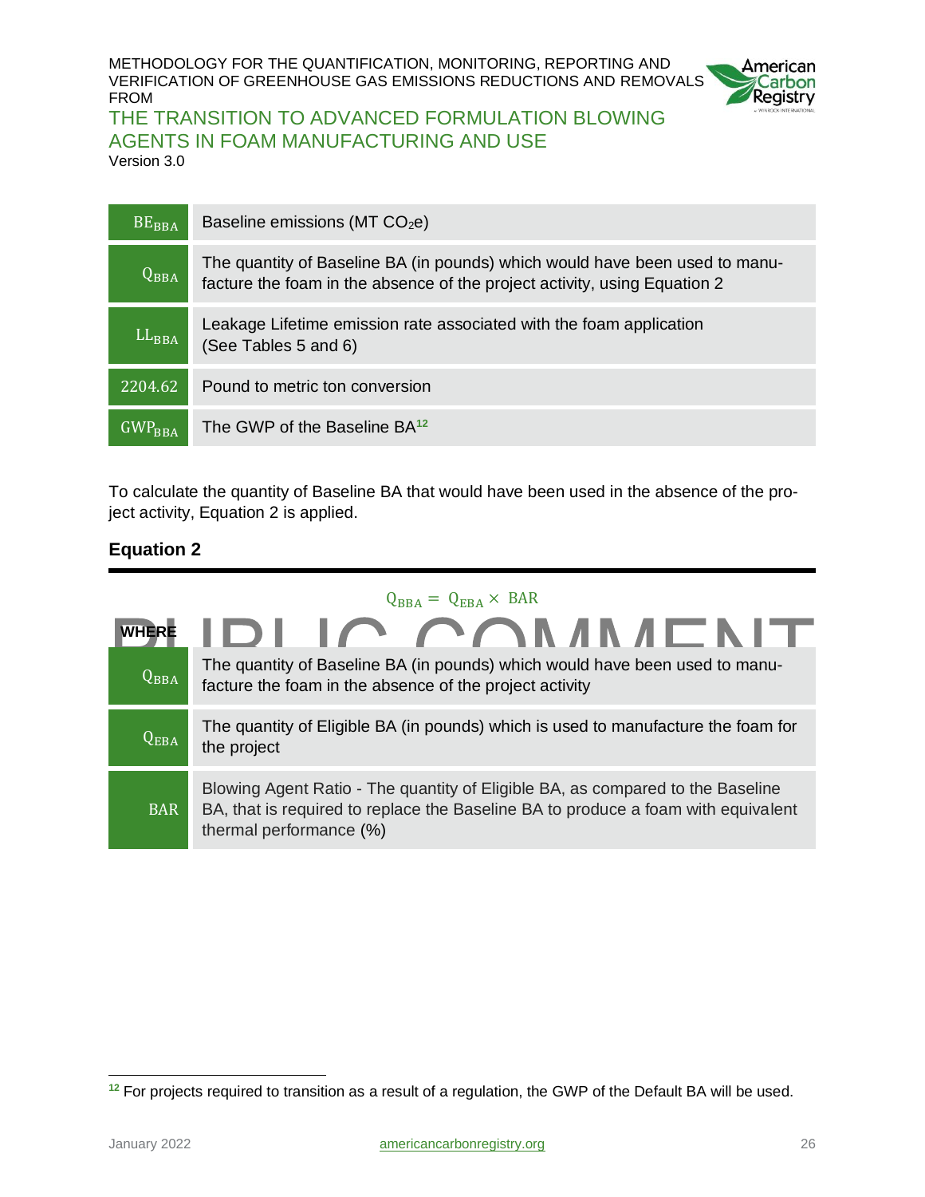| | |
|---|---|
| $BE_{BBA}$ | Baseline emissions (MT $CO_2e$) |
| $Q_{BBA}$ | The quantity of Baseline BA (in pounds) which would have been used to manufacture the foam in the absence of the project activity, using Equation 2 |
| $LL_{BBA}$ | Leakage Lifetime emission rate associated with the foam application (See Tables 5 and 6) |
| 2204.62 | Pound to metric ton conversion |
| $GWP_{BBA}$ | The GWP of the Baseline BA[12] |

To calculate the quantity of Baseline BA that would have been used in the absence of the project activity, Equation 2 is applied.

### Equation 2

$$Q_{BBA} = Q_{EBA} \times BAR$$

**WHERE**

| | |
|---|---|
| $Q_{BBA}$ | The quantity of Baseline BA (in pounds) which would have been used to manufacture the foam in the absence of the project activity |
| $Q_{EBA}$ | The quantity of Eligible BA (in pounds) which is used to manufacture the foam for the project |
| BAR | Blowing Agent Ratio - The quantity of Eligible BA, as compared to the Baseline BA, that is required to replace the Baseline BA to produce a foam with equivalent thermal performance (%) |

[12] For projects required to transition as a result of a regulation, the GWP of the Default BA will be used.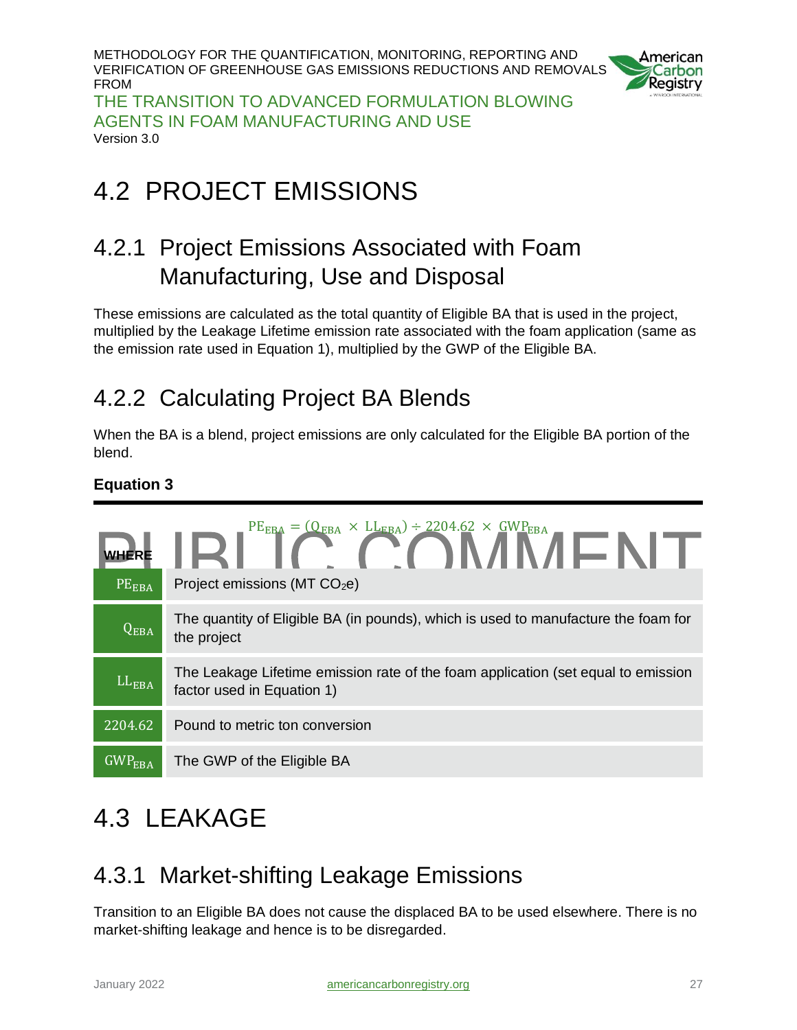# 4.2 PROJECT EMISSIONS

## 4.2.1 Project Emissions Associated with Foam Manufacturing, Use and Disposal

These emissions are calculated as the total quantity of Eligible BA that is used in the project, multiplied by the Leakage Lifetime emission rate associated with the foam application (same as the emission rate used in Equation 1), multiplied by the GWP of the Eligible BA.

## 4.2.2 Calculating Project BA Blends

When the BA is a blend, project emissions are only calculated for the Eligible BA portion of the blend.

**Equation 3**

$$PE_{EBA} = (Q_{EBA} \times LL_{EBA}) \div 2204.62 \times GWP_{EBA}$$

**WHERE**

| | |
|---|---|
| $PE_{EBA}$ | Project emissions (MT $CO_2$e) |
| $Q_{EBA}$ | The quantity of Eligible BA (in pounds), which is used to manufacture the foam for the project |
| $LL_{EBA}$ | The Leakage Lifetime emission rate of the foam application (set equal to emission factor used in Equation 1) |
| 2204.62 | Pound to metric ton conversion |
| $GWP_{EBA}$ | The GWP of the Eligible BA |

# 4.3 LEAKAGE

## 4.3.1 Market-shifting Leakage Emissions

Transition to an Eligible BA does not cause the displaced BA to be used elsewhere. There is no market-shifting leakage and hence is to be disregarded.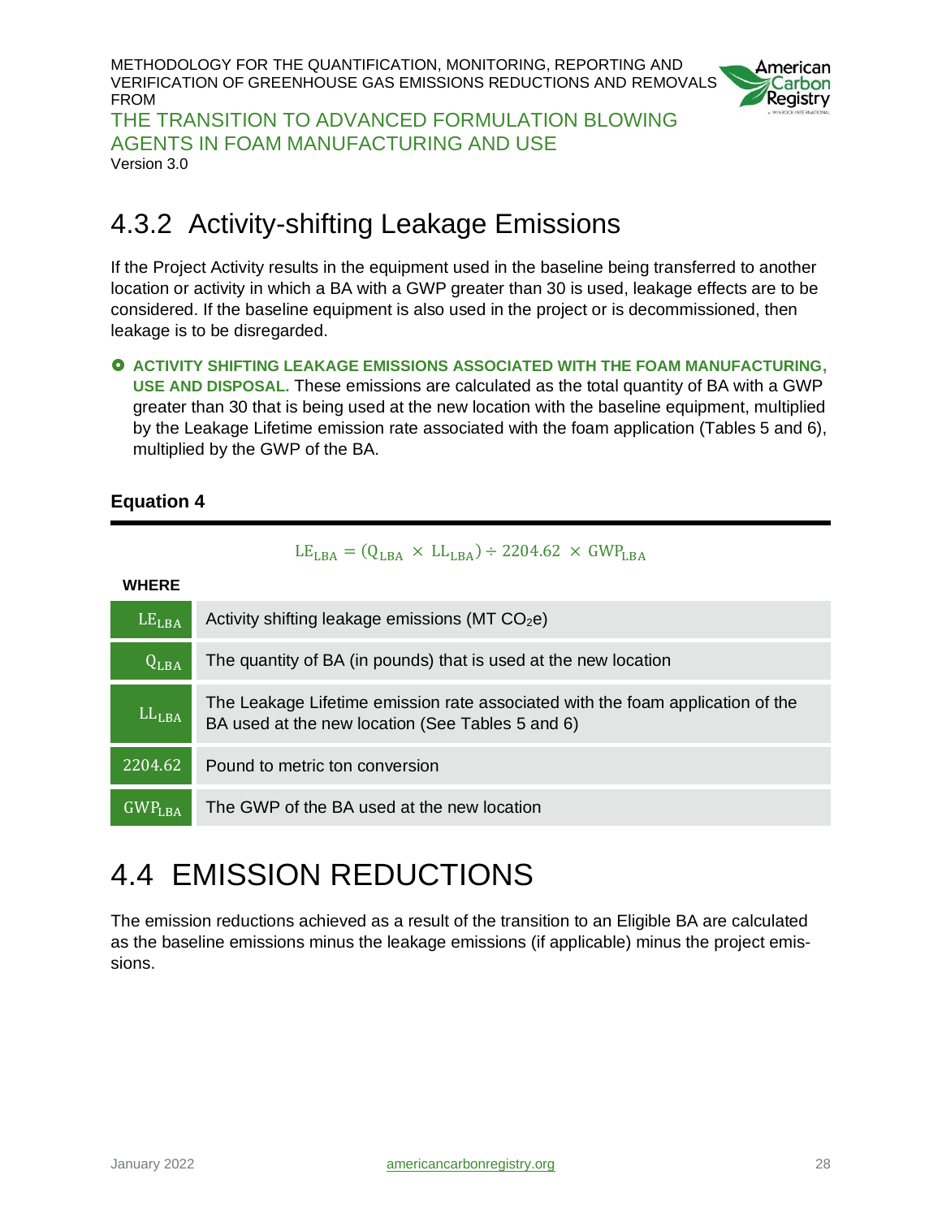## 4.3.2 Activity-shifting Leakage Emissions

If the Project Activity results in the equipment used in the baseline being transferred to another location or activity in which a BA with a GWP greater than 30 is used, leakage effects are to be considered. If the baseline equipment is also used in the project or is decommissioned, then leakage is to be disregarded.

- **ACTIVITY SHIFTING LEAKAGE EMISSIONS ASSOCIATED WITH THE FOAM MANUFACTURING, USE AND DISPOSAL.** These emissions are calculated as the total quantity of BA with a GWP greater than 30 that is being used at the new location with the baseline equipment, multiplied by the Leakage Lifetime emission rate associated with the foam application (Tables 5 and 6), multiplied by the GWP of the BA.

### Equation 4

$$LE_{LBA} = (Q_{LBA} \times LL_{LBA}) \div 2204.62 \times GWP_{LBA}$$

**WHERE**

| | |
|---|---|
| $LE_{LBA}$ | Activity shifting leakage emissions (MT $CO_2$e) |
| $Q_{LBA}$ | The quantity of BA (in pounds) that is used at the new location |
| $LL_{LBA}$ | The Leakage Lifetime emission rate associated with the foam application of the BA used at the new location (See Tables 5 and 6) |
| 2204.62 | Pound to metric ton conversion |
| $GWP_{LBA}$ | The GWP of the BA used at the new location |

# 4.4 EMISSION REDUCTIONS

The emission reductions achieved as a result of the transition to an Eligible BA are calculated as the baseline emissions minus the leakage emissions (if applicable) minus the project emissions.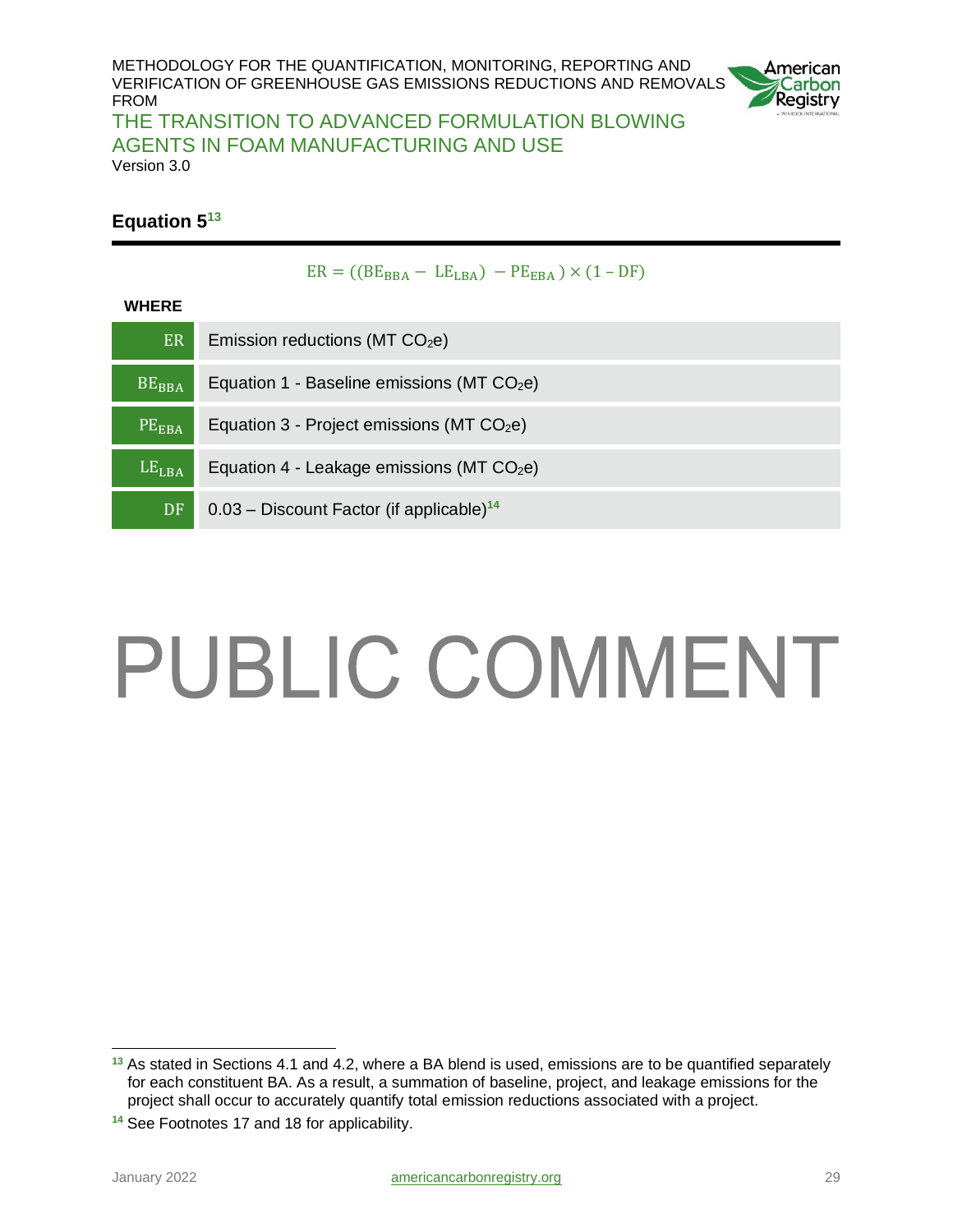### Equation 5[13]

$$ER = ((BE_{BBA} - LE_{LBA}) - PE_{EBA}) \times (1 - DF)$$

**WHERE**

| | |
|---|---|
| $ER$ | Emission reductions (MT $CO_2$e) |
| $BE_{BBA}$ | Equation 1 - Baseline emissions (MT $CO_2$e) |
| $PE_{EBA}$ | Equation 3 - Project emissions (MT $CO_2$e) |
| $LE_{LBA}$ | Equation 4 - Leakage emissions (MT $CO_2$e) |
| $DF$ | 0.03 – Discount Factor (if applicable)[14] |

PUBLIC COMMENT

[13] As stated in Sections 4.1 and 4.2, where a BA blend is used, emissions are to be quantified separately for each constituent BA. As a result, a summation of baseline, project, and leakage emissions for the project shall occur to accurately quantify total emission reductions associated with a project.

[14] See Footnotes 17 and 18 for applicability.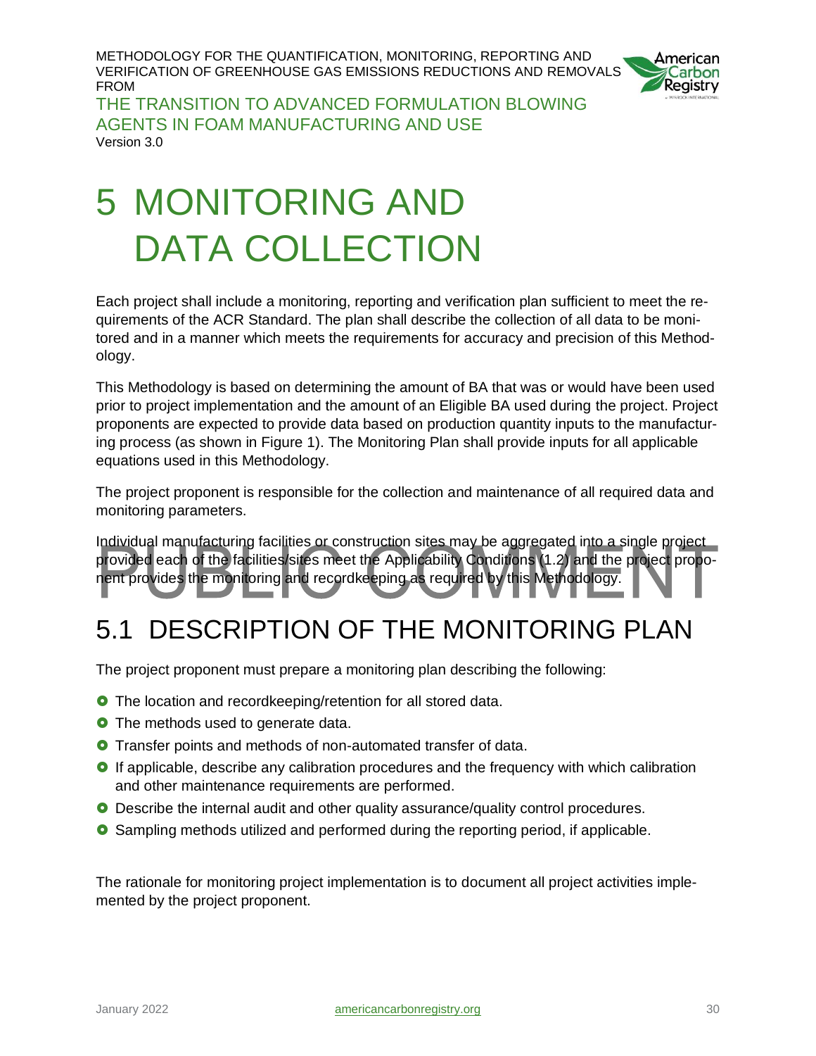# 5 MONITORING AND DATA COLLECTION

Each project shall include a monitoring, reporting and verification plan sufficient to meet the requirements of the ACR Standard. The plan shall describe the collection of all data to be monitored and in a manner which meets the requirements for accuracy and precision of this Methodology.

This Methodology is based on determining the amount of BA that was or would have been used prior to project implementation and the amount of an Eligible BA used during the project. Project proponents are expected to provide data based on production quantity inputs to the manufacturing process (as shown in Figure 1). The Monitoring Plan shall provide inputs for all applicable equations used in this Methodology.

The project proponent is responsible for the collection and maintenance of all required data and monitoring parameters.

Individual manufacturing facilities or construction sites may be aggregated into a single project provided each of the facilities/sites meet the Applicability Conditions (1.2) and the project proponent provides the monitoring and recordkeeping as required by this Methodology.

## 5.1 DESCRIPTION OF THE MONITORING PLAN

The project proponent must prepare a monitoring plan describing the following:

- The location and recordkeeping/retention for all stored data.
- The methods used to generate data.
- Transfer points and methods of non-automated transfer of data.
- If applicable, describe any calibration procedures and the frequency with which calibration and other maintenance requirements are performed.
- Describe the internal audit and other quality assurance/quality control procedures.
- Sampling methods utilized and performed during the reporting period, if applicable.

The rationale for monitoring project implementation is to document all project activities implemented by the project proponent.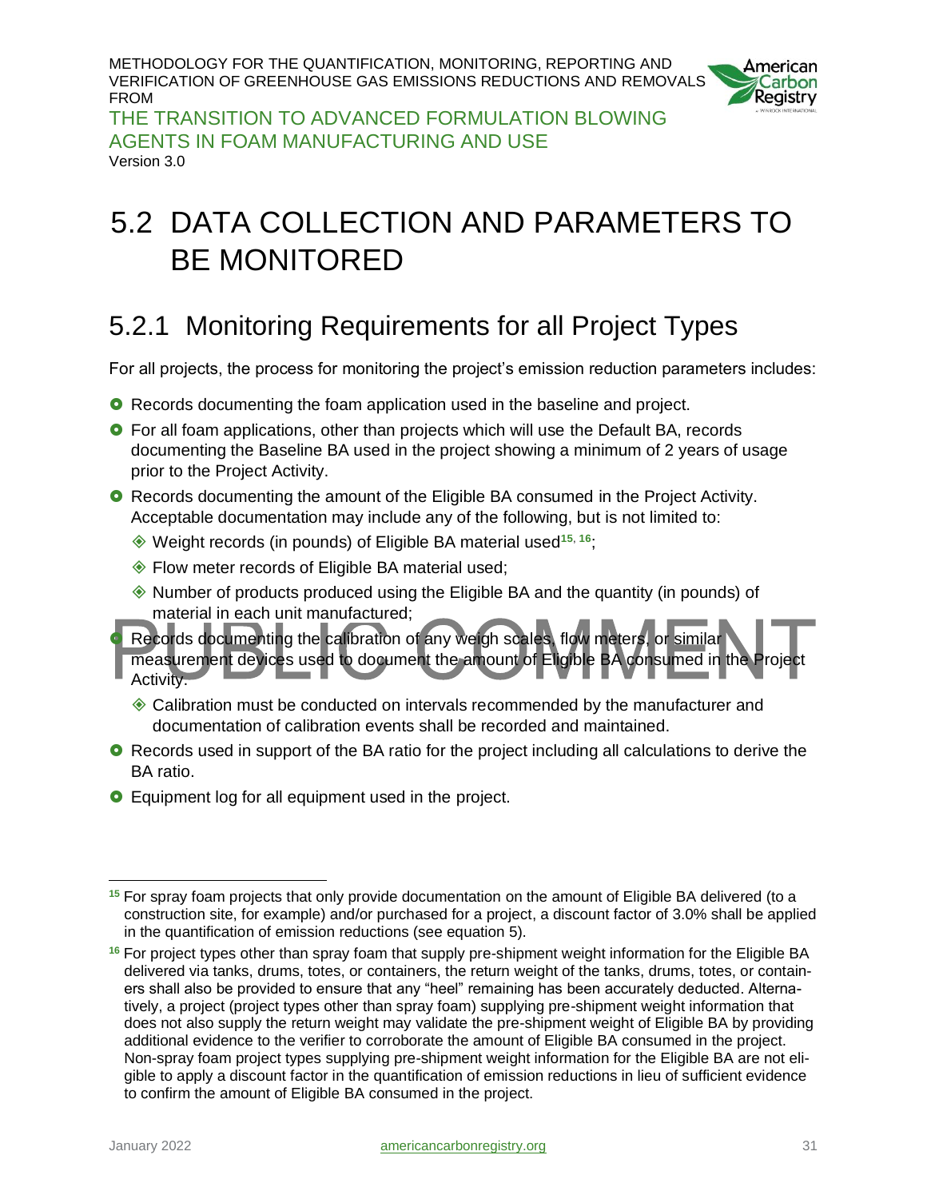# 5.2 DATA COLLECTION AND PARAMETERS TO BE MONITORED

## 5.2.1 Monitoring Requirements for all Project Types

For all projects, the process for monitoring the project's emission reduction parameters includes:

- Records documenting the foam application used in the baseline and project.
- For all foam applications, other than projects which will use the Default BA, records documenting the Baseline BA used in the project showing a minimum of 2 years of usage prior to the Project Activity.
- Records documenting the amount of the Eligible BA consumed in the Project Activity. Acceptable documentation may include any of the following, but is not limited to:
  - Weight records (in pounds) of Eligible BA material used[15, 16];
  - Flow meter records of Eligible BA material used;
  - Number of products produced using the Eligible BA and the quantity (in pounds) of material in each unit manufactured;
- Records documenting the calibration of any weigh scales, flow meters, or similar measurement devices used to document the amount of Eligible BA consumed in the Project Activity.
  - Calibration must be conducted on intervals recommended by the manufacturer and documentation of calibration events shall be recorded and maintained.
- Records used in support of the BA ratio for the project including all calculations to derive the BA ratio.
- Equipment log for all equipment used in the project.

PUBLIC COMMENT

---

[15] For spray foam projects that only provide documentation on the amount of Eligible BA delivered (to a construction site, for example) and/or purchased for a project, a discount factor of 3.0% shall be applied in the quantification of emission reductions (see equation 5).

[16] For project types other than spray foam that supply pre-shipment weight information for the Eligible BA delivered via tanks, drums, totes, or containers, the return weight of the tanks, drums, totes, or containers shall also be provided to ensure that any "heel" remaining has been accurately deducted. Alternatively, a project (project types other than spray foam) supplying pre-shipment weight information that does not also supply the return weight may validate the pre-shipment weight of Eligible BA by providing additional evidence to the verifier to corroborate the amount of Eligible BA consumed in the project. Non-spray foam project types supplying pre-shipment weight information for the Eligible BA are not eligible to apply a discount factor in the quantification of emission reductions in lieu of sufficient evidence to confirm the amount of Eligible BA consumed in the project.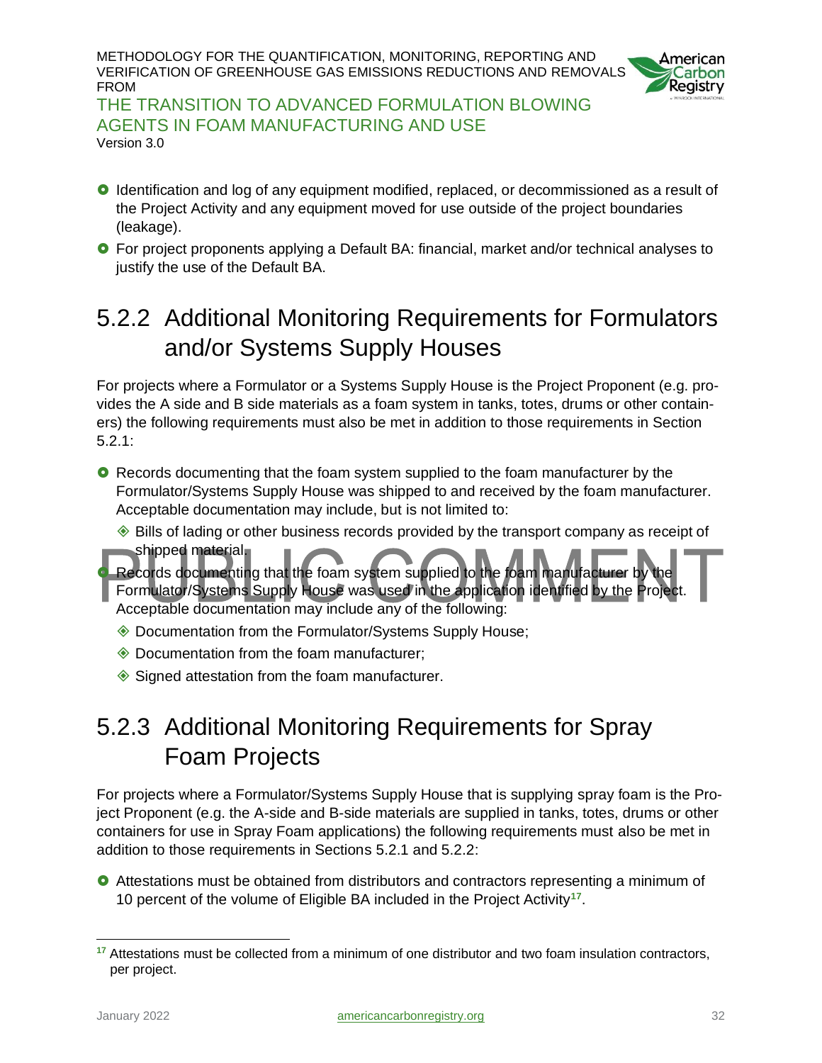- Identification and log of any equipment modified, replaced, or decommissioned as a result of the Project Activity and any equipment moved for use outside of the project boundaries (leakage).
- For project proponents applying a Default BA: financial, market and/or technical analyses to justify the use of the Default BA.

## 5.2.2 Additional Monitoring Requirements for Formulators and/or Systems Supply Houses

For projects where a Formulator or a Systems Supply House is the Project Proponent (e.g. provides the A side and B side materials as a foam system in tanks, totes, drums or other containers) the following requirements must also be met in addition to those requirements in Section 5.2.1:

- Records documenting that the foam system supplied to the foam manufacturer by the Formulator/Systems Supply House was shipped to and received by the foam manufacturer. Acceptable documentation may include, but is not limited to:
  - Bills of lading or other business records provided by the transport company as receipt of shipped material.
- Records documenting that the foam system supplied to the foam manufacturer by the Formulator/Systems Supply House was used in the application identified by the Project. Acceptable documentation may include any of the following:
  - Documentation from the Formulator/Systems Supply House;
  - Documentation from the foam manufacturer;
  - Signed attestation from the foam manufacturer.

## 5.2.3 Additional Monitoring Requirements for Spray Foam Projects

For projects where a Formulator/Systems Supply House that is supplying spray foam is the Project Proponent (e.g. the A-side and B-side materials are supplied in tanks, totes, drums or other containers for use in Spray Foam applications) the following requirements must also be met in addition to those requirements in Sections 5.2.1 and 5.2.2:

- Attestations must be obtained from distributors and contractors representing a minimum of 10 percent of the volume of Eligible BA included in the Project Activity[17].

[17] Attestations must be collected from a minimum of one distributor and two foam insulation contractors, per project.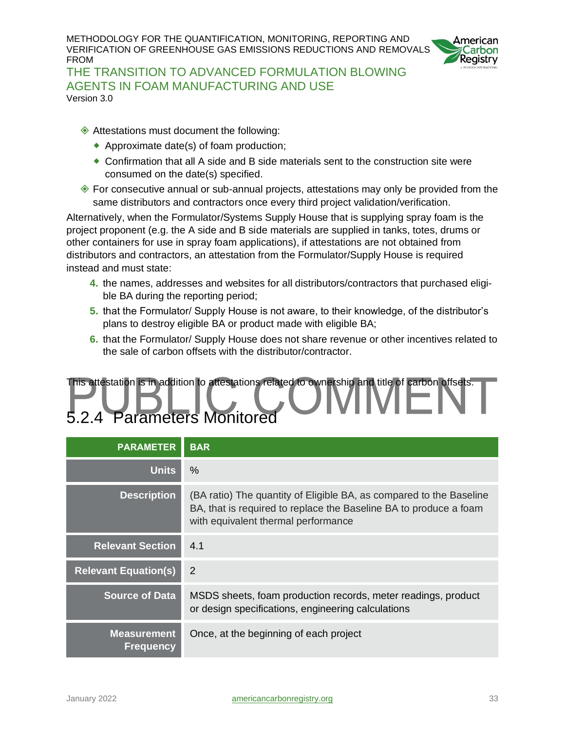- Attestations must document the following:
  - Approximate date(s) of foam production;
  - Confirmation that all A side and B side materials sent to the construction site were consumed on the date(s) specified.
- For consecutive annual or sub-annual projects, attestations may only be provided from the same distributors and contractors once every third project validation/verification.

Alternatively, when the Formulator/Systems Supply House that is supplying spray foam is the project proponent (e.g. the A side and B side materials are supplied in tanks, totes, drums or other containers for use in spray foam applications), if attestations are not obtained from distributors and contractors, an attestation from the Formulator/Supply House is required instead and must state:

4. the names, addresses and websites for all distributors/contractors that purchased eligible BA during the reporting period;
5. that the Formulator/ Supply House is not aware, to their knowledge, of the distributor's plans to destroy eligible BA or product made with eligible BA;
6. that the Formulator/ Supply House does not share revenue or other incentives related to the sale of carbon offsets with the distributor/contractor.

This attestation is in addition to attestations related to ownership and title of carbon offsets.

PUBLIC COMMENT

### 5.2.4 Parameters Monitored

| PARAMETER | BAR |
|---|---|
| Units | % |
| Description | (BA ratio) The quantity of Eligible BA, as compared to the Baseline BA, that is required to replace the Baseline BA to produce a foam with equivalent thermal performance |
| Relevant Section | 4.1 |
| Relevant Equation(s) | 2 |
| Source of Data | MSDS sheets, foam production records, meter readings, product or design specifications, engineering calculations |
| Measurement Frequency | Once, at the beginning of each project |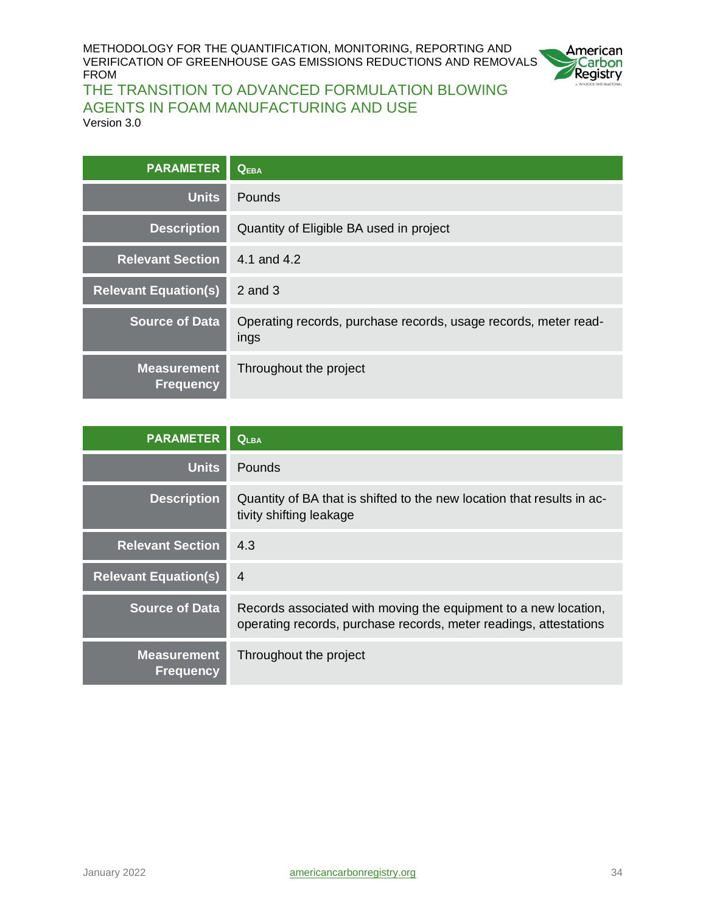| PARAMETER | $Q_{EBA}$ |
| --- | --- |
| Units | Pounds |
| Description | Quantity of Eligible BA used in project |
| Relevant Section | 4.1 and 4.2 |
| Relevant Equation(s) | 2 and 3 |
| Source of Data | Operating records, purchase records, usage records, meter readings |
| Measurement Frequency | Throughout the project |

| PARAMETER | $Q_{LBA}$ |
| --- | --- |
| Units | Pounds |
| Description | Quantity of BA that is shifted to the new location that results in activity shifting leakage |
| Relevant Section | 4.3 |
| Relevant Equation(s) | 4 |
| Source of Data | Records associated with moving the equipment to a new location, operating records, purchase records, meter readings, attestations |
| Measurement Frequency | Throughout the project |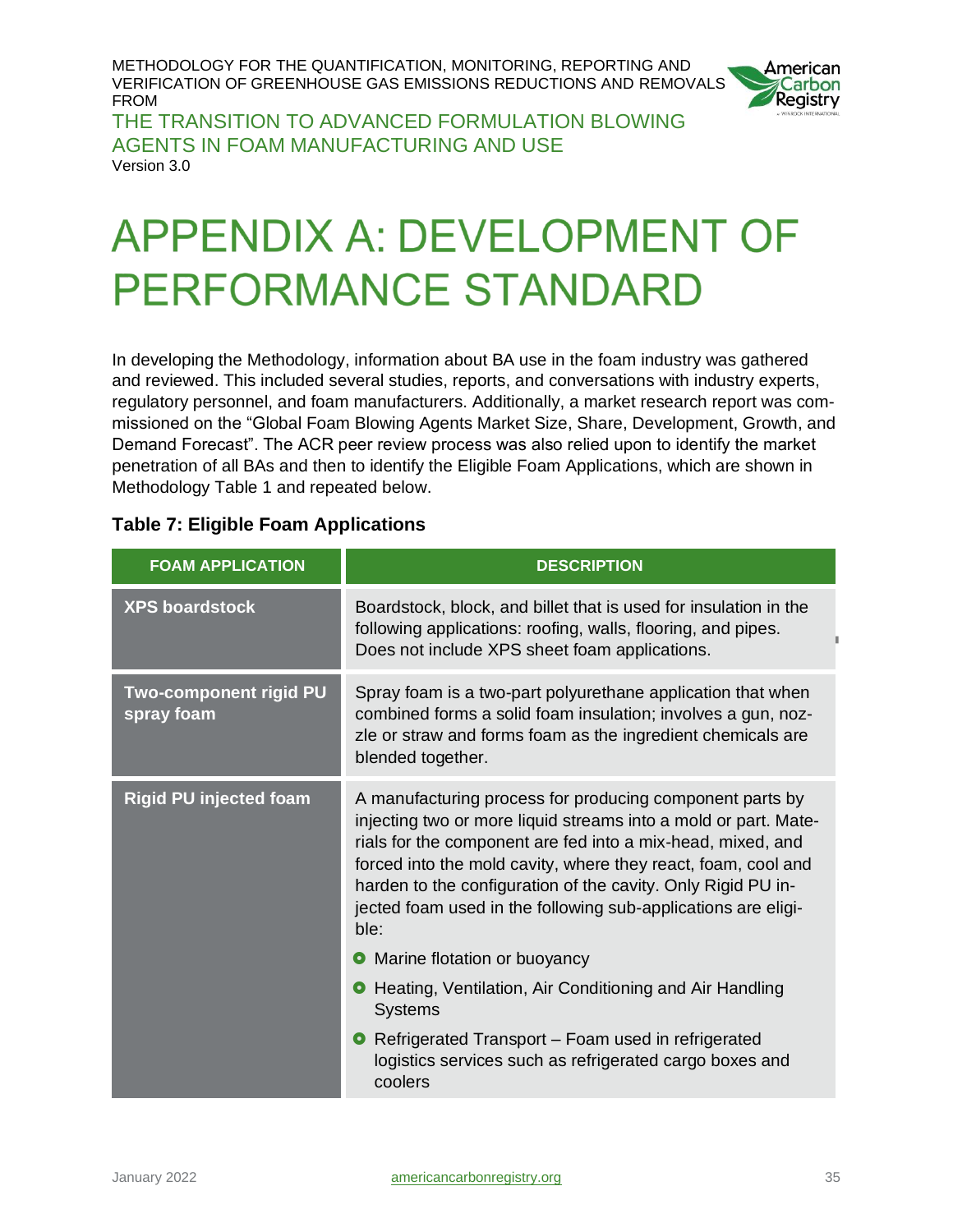# APPENDIX A: DEVELOPMENT OF PERFORMANCE STANDARD

In developing the Methodology, information about BA use in the foam industry was gathered and reviewed. This included several studies, reports, and conversations with industry experts, regulatory personnel, and foam manufacturers. Additionally, a market research report was commissioned on the "Global Foam Blowing Agents Market Size, Share, Development, Growth, and Demand Forecast". The ACR peer review process was also relied upon to identify the market penetration of all BAs and then to identify the Eligible Foam Applications, which are shown in Methodology Table 1 and repeated below.

**Table 7: Eligible Foam Applications**

| FOAM APPLICATION | DESCRIPTION |
| --- | --- |
| **XPS boardstock** | Boardstock, block, and billet that is used for insulation in the following applications: roofing, walls, flooring, and pipes. Does not include XPS sheet foam applications. |
| **Two-component rigid PU spray foam** | Spray foam is a two-part polyurethane application that when combined forms a solid foam insulation; involves a gun, nozzle or straw and forms foam as the ingredient chemicals are blended together. |
| **Rigid PU injected foam** | A manufacturing process for producing component parts by injecting two or more liquid streams into a mold or part. Materials for the component are fed into a mix-head, mixed, and forced into the mold cavity, where they react, foam, cool and harden to the configuration of the cavity. Only Rigid PU injected foam used in the following sub-applications are eligible:<br>• Marine flotation or buoyancy<br>• Heating, Ventilation, Air Conditioning and Air Handling Systems<br>• Refrigerated Transport – Foam used in refrigerated logistics services such as refrigerated cargo boxes and coolers |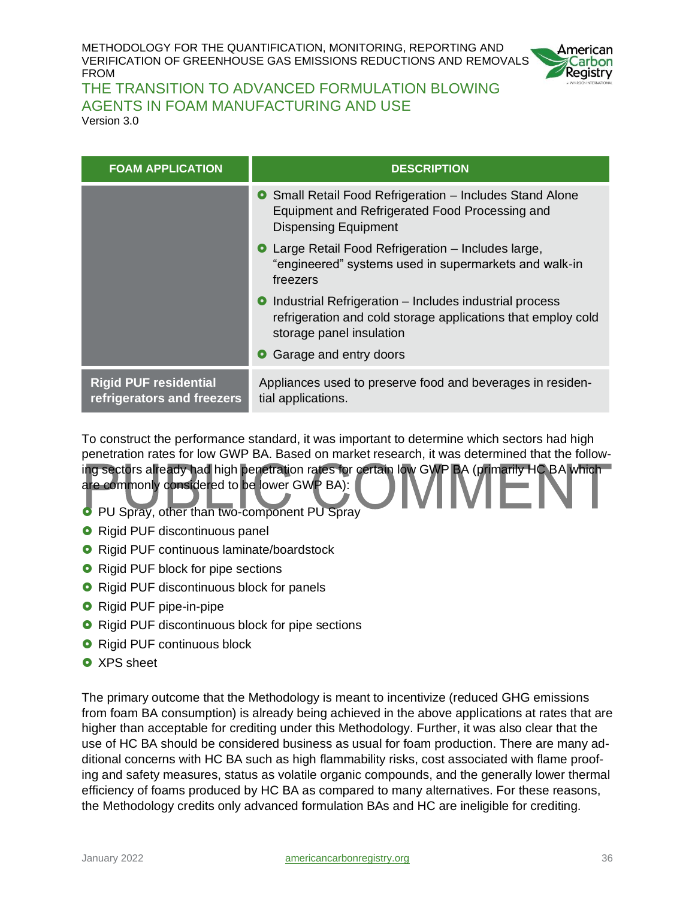| FOAM APPLICATION | DESCRIPTION |
|---|---|
| | - Small Retail Food Refrigeration – Includes Stand Alone Equipment and Refrigerated Food Processing and Dispensing Equipment<br>- Large Retail Food Refrigeration – Includes large, "engineered" systems used in supermarkets and walk-in freezers<br>- Industrial Refrigeration – Includes industrial process refrigeration and cold storage applications that employ cold storage panel insulation<br>- Garage and entry doors |
| **Rigid PUF residential refrigerators and freezers** | Appliances used to preserve food and beverages in residential applications. |

To construct the performance standard, it was important to determine which sectors had high penetration rates for low GWP BA. Based on market research, it was determined that the following sectors already had high penetration rates for certain low GWP BA (primarily HC BA which are commonly considered to be lower GWP BA):

- PU Spray, other than two-component PU Spray
- Rigid PUF discontinuous panel
- Rigid PUF continuous laminate/boardstock
- Rigid PUF block for pipe sections
- Rigid PUF discontinuous block for panels
- Rigid PUF pipe-in-pipe
- Rigid PUF discontinuous block for pipe sections
- Rigid PUF continuous block
- XPS sheet

The primary outcome that the Methodology is meant to incentivize (reduced GHG emissions from foam BA consumption) is already being achieved in the above applications at rates that are higher than acceptable for crediting under this Methodology. Further, it was also clear that the use of HC BA should be considered business as usual for foam production. There are many additional concerns with HC BA such as high flammability risks, cost associated with flame proofing and safety measures, status as volatile organic compounds, and the generally lower thermal efficiency of foams produced by HC BA as compared to many alternatives. For these reasons, the Methodology credits only advanced formulation BAs and HC are ineligible for crediting.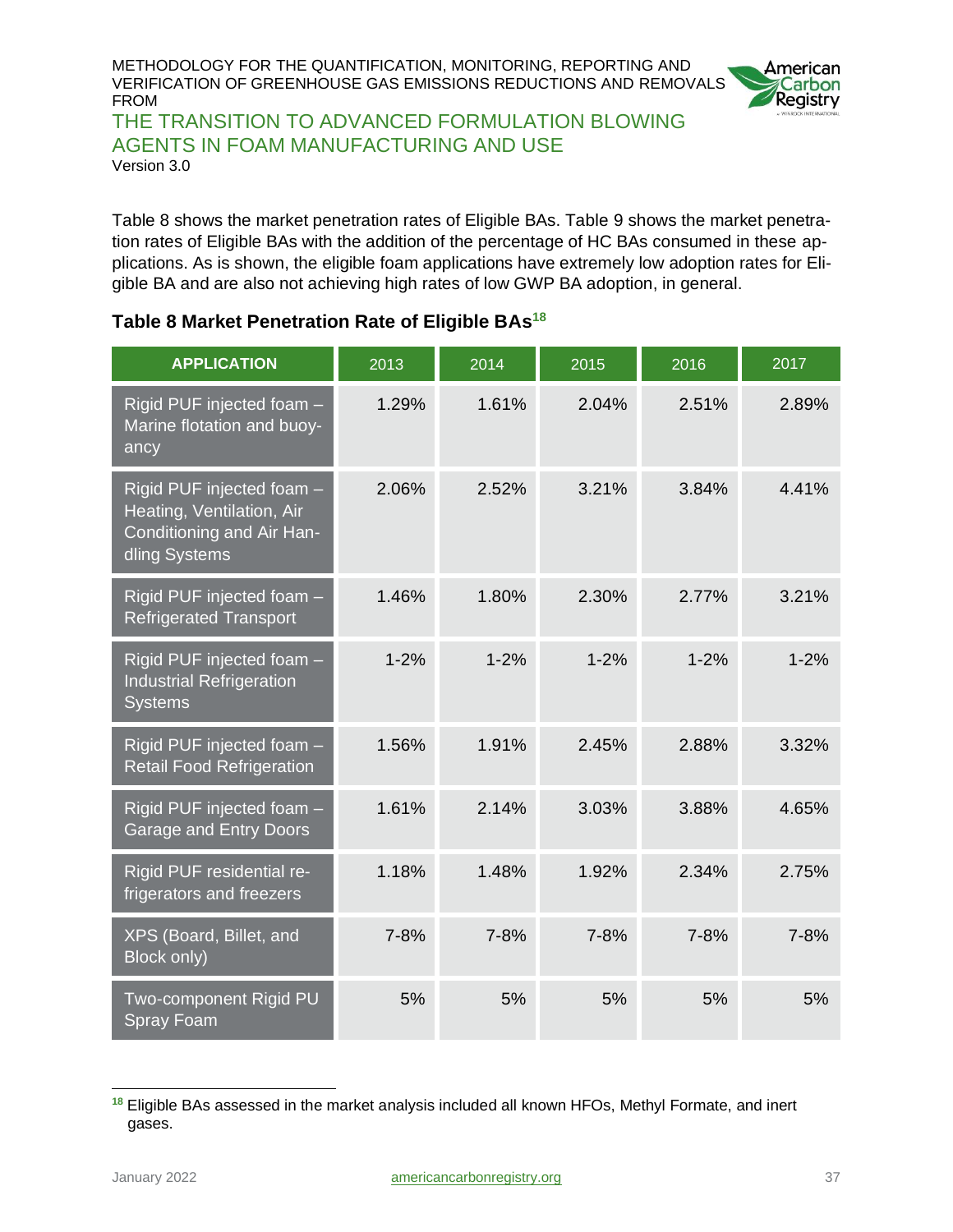Table 8 shows the market penetration rates of Eligible BAs. Table 9 shows the market penetration rates of Eligible BAs with the addition of the percentage of HC BAs consumed in these applications. As is shown, the eligible foam applications have extremely low adoption rates for Eligible BA and are also not achieving high rates of low GWP BA adoption, in general.

### Table 8 Market Penetration Rate of Eligible BAs[18]

| APPLICATION | 2013 | 2014 | 2015 | 2016 | 2017 |
|---|---|---|---|---|---|
| Rigid PUF injected foam – Marine flotation and buoyancy | 1.29% | 1.61% | 2.04% | 2.51% | 2.89% |
| Rigid PUF injected foam – Heating, Ventilation, Air Conditioning and Air Handling Systems | 2.06% | 2.52% | 3.21% | 3.84% | 4.41% |
| Rigid PUF injected foam – Refrigerated Transport | 1.46% | 1.80% | 2.30% | 2.77% | 3.21% |
| Rigid PUF injected foam – Industrial Refrigeration Systems | 1-2% | 1-2% | 1-2% | 1-2% | 1-2% |
| Rigid PUF injected foam – Retail Food Refrigeration | 1.56% | 1.91% | 2.45% | 2.88% | 3.32% |
| Rigid PUF injected foam – Garage and Entry Doors | 1.61% | 2.14% | 3.03% | 3.88% | 4.65% |
| Rigid PUF residential refrigerators and freezers | 1.18% | 1.48% | 1.92% | 2.34% | 2.75% |
| XPS (Board, Billet, and Block only) | 7-8% | 7-8% | 7-8% | 7-8% | 7-8% |
| Two-component Rigid PU Spray Foam | 5% | 5% | 5% | 5% | 5% |

[18] Eligible BAs assessed in the market analysis included all known HFOs, Methyl Formate, and inert gases.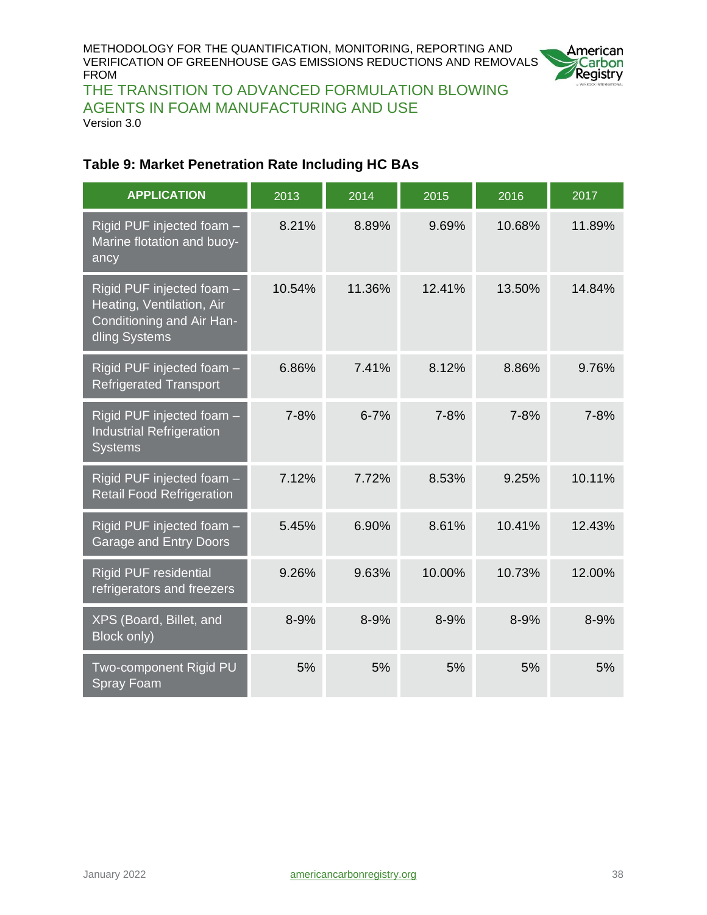### Table 9: Market Penetration Rate Including HC BAs

| APPLICATION | 2013 | 2014 | 2015 | 2016 | 2017 |
|---|---|---|---|---|---|
| Rigid PUF injected foam – Marine flotation and buoyancy | 8.21% | 8.89% | 9.69% | 10.68% | 11.89% |
| Rigid PUF injected foam – Heating, Ventilation, Air Conditioning and Air Handling Systems | 10.54% | 11.36% | 12.41% | 13.50% | 14.84% |
| Rigid PUF injected foam – Refrigerated Transport | 6.86% | 7.41% | 8.12% | 8.86% | 9.76% |
| Rigid PUF injected foam – Industrial Refrigeration Systems | 7-8% | 6-7% | 7-8% | 7-8% | 7-8% |
| Rigid PUF injected foam – Retail Food Refrigeration | 7.12% | 7.72% | 8.53% | 9.25% | 10.11% |
| Rigid PUF injected foam – Garage and Entry Doors | 5.45% | 6.90% | 8.61% | 10.41% | 12.43% |
| Rigid PUF residential refrigerators and freezers | 9.26% | 9.63% | 10.00% | 10.73% | 12.00% |
| XPS (Board, Billet, and Block only) | 8-9% | 8-9% | 8-9% | 8-9% | 8-9% |
| Two-component Rigid PU Spray Foam | 5% | 5% | 5% | 5% | 5% |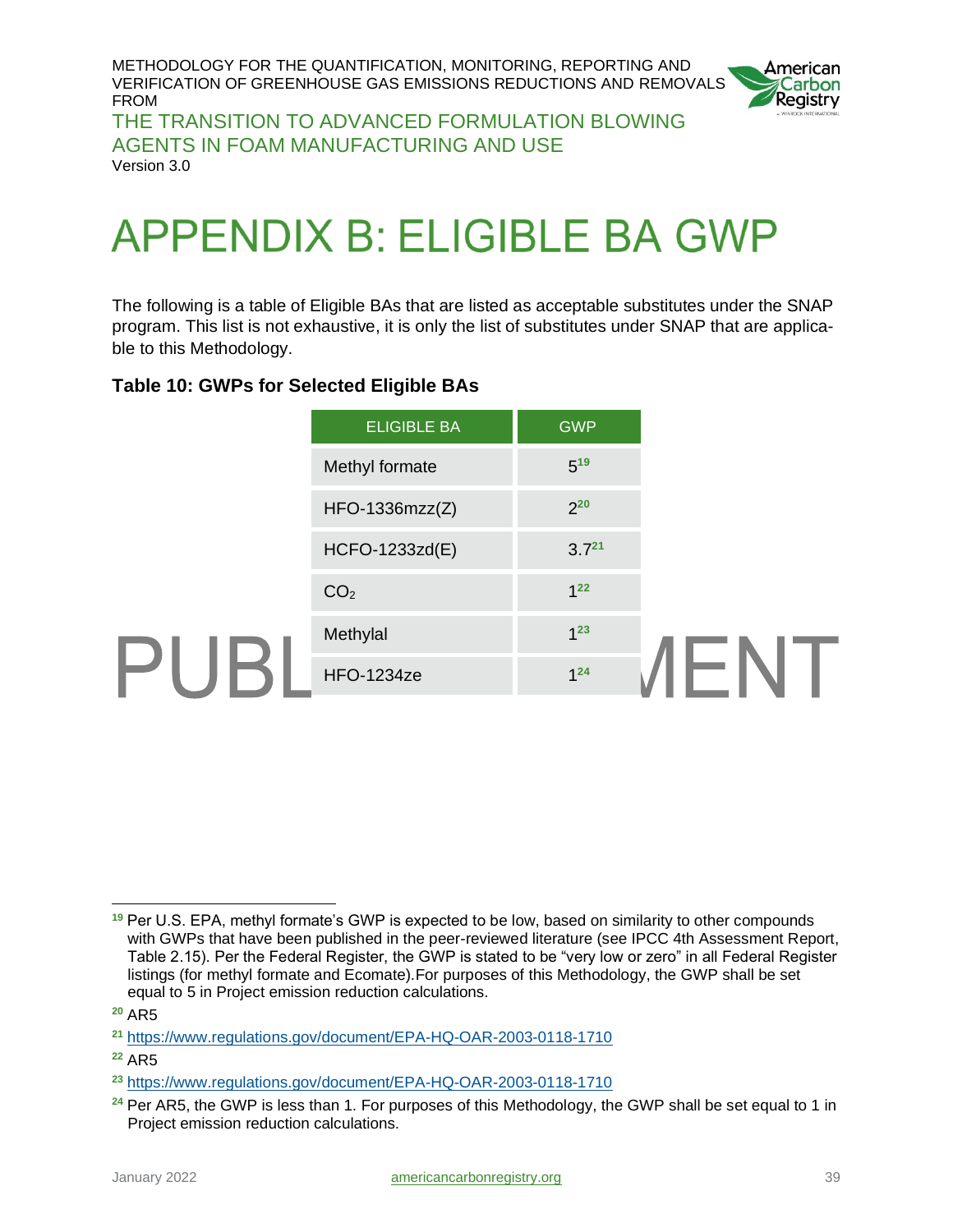# APPENDIX B: ELIGIBLE BA GWP

The following is a table of Eligible BAs that are listed as acceptable substitutes under the SNAP program. This list is not exhaustive, it is only the list of substitutes under SNAP that are applicable to this Methodology.

**Table 10: GWPs for Selected Eligible BAs**

| ELIGIBLE BA | GWP |
| --- | --- |
| Methyl formate | 5[19] |
| HFO-1336mzz(Z) | 2[20] |
| HCFO-1233zd(E) | 3.7[21] |
| $CO_2$ | 1[22] |
| Methylal | 1[23] |
| HFO-1234ze | 1[24] |

PUBLIC COMMENT

[19] Per U.S. EPA, methyl formate's GWP is expected to be low, based on similarity to other compounds with GWPs that have been published in the peer-reviewed literature (see IPCC 4th Assessment Report, Table 2.15). Per the Federal Register, the GWP is stated to be "very low or zero" in all Federal Register listings (for methyl formate and Ecomate).For purposes of this Methodology, the GWP shall be set equal to 5 in Project emission reduction calculations.

[20] AR5

[21] https://www.regulations.gov/document/EPA-HQ-OAR-2003-0118-1710

[22] AR5

[23] https://www.regulations.gov/document/EPA-HQ-OAR-2003-0118-1710

[24] Per AR5, the GWP is less than 1. For purposes of this Methodology, the GWP shall be set equal to 1 in Project emission reduction calculations.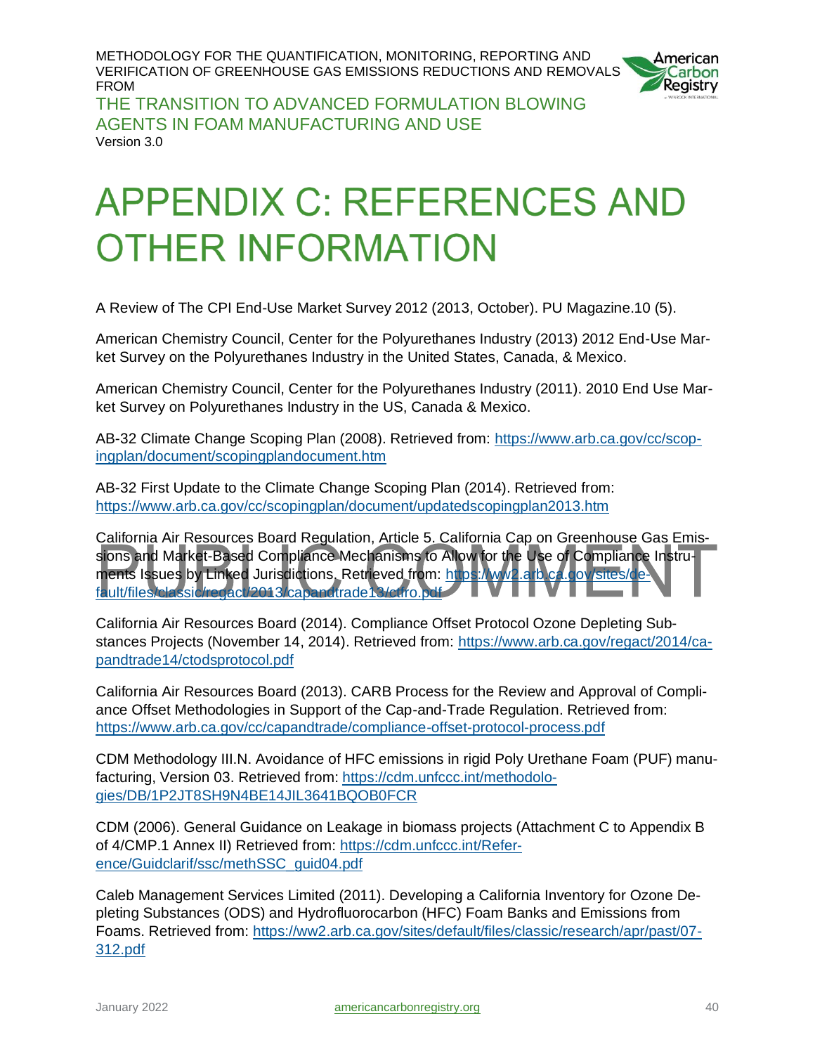# APPENDIX C: REFERENCES AND OTHER INFORMATION

A Review of The CPI End-Use Market Survey 2012 (2013, October). PU Magazine.10 (5).

American Chemistry Council, Center for the Polyurethanes Industry (2013) 2012 End-Use Market Survey on the Polyurethanes Industry in the United States, Canada, & Mexico.

American Chemistry Council, Center for the Polyurethanes Industry (2011). 2010 End Use Market Survey on Polyurethanes Industry in the US, Canada & Mexico.

AB-32 Climate Change Scoping Plan (2008). Retrieved from: https://www.arb.ca.gov/cc/scopingplan/document/scopingplandocument.htm

AB-32 First Update to the Climate Change Scoping Plan (2014). Retrieved from: https://www.arb.ca.gov/cc/scopingplan/document/updatedscopingplan2013.htm

California Air Resources Board Regulation, Article 5. California Cap on Greenhouse Gas Emissions and Market-Based Compliance Mechanisms to Allow for the Use of Compliance Instruments Issues by Linked Jurisdictions. Retrieved from: https://ww2.arb.ca.gov/sites/default/files/classic/regact/2013/capandtrade13/ctfro.pdf

California Air Resources Board (2014). Compliance Offset Protocol Ozone Depleting Substances Projects (November 14, 2014). Retrieved from: https://www.arb.ca.gov/regact/2014/capandtrade14/ctodsprotocol.pdf

California Air Resources Board (2013). CARB Process for the Review and Approval of Compliance Offset Methodologies in Support of the Cap-and-Trade Regulation. Retrieved from: https://www.arb.ca.gov/cc/capandtrade/compliance-offset-protocol-process.pdf

CDM Methodology III.N. Avoidance of HFC emissions in rigid Poly Urethane Foam (PUF) manufacturing, Version 03. Retrieved from: https://cdm.unfccc.int/methodologies/DB/1P2JT8SH9N4BE14JIL3641BQOB0FCR

CDM (2006). General Guidance on Leakage in biomass projects (Attachment C to Appendix B of 4/CMP.1 Annex II) Retrieved from: https://cdm.unfccc.int/Reference/Guidclarif/ssc/methSSC_guid04.pdf

Caleb Management Services Limited (2011). Developing a California Inventory for Ozone Depleting Substances (ODS) and Hydrofluorocarbon (HFC) Foam Banks and Emissions from Foams. Retrieved from: https://ww2.arb.ca.gov/sites/default/files/classic/research/apr/past/07-312.pdf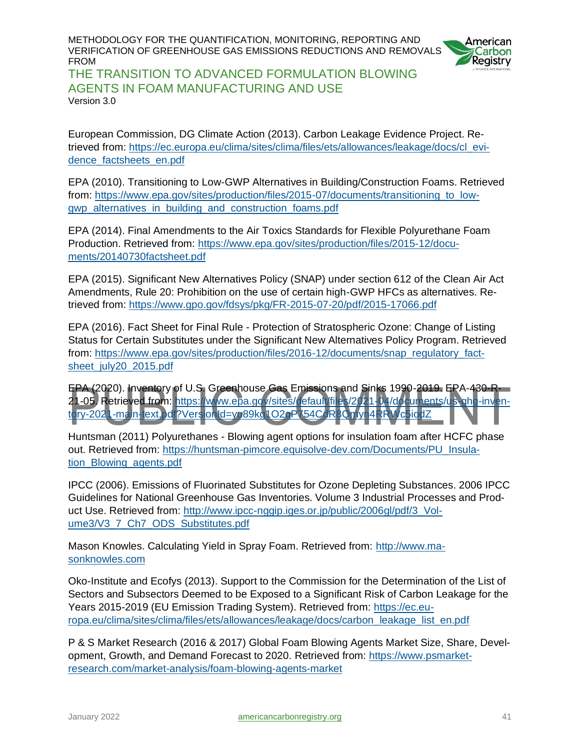European Commission, DG Climate Action (2013). Carbon Leakage Evidence Project. Retrieved from: https://ec.europa.eu/clima/sites/clima/files/ets/allowances/leakage/docs/cl_evidence_factsheets_en.pdf

EPA (2010). Transitioning to Low-GWP Alternatives in Building/Construction Foams. Retrieved from: https://www.epa.gov/sites/production/files/2015-07/documents/transitioning_to_low-gwp_alternatives_in_building_and_construction_foams.pdf

EPA (2014). Final Amendments to the Air Toxics Standards for Flexible Polyurethane Foam Production. Retrieved from: https://www.epa.gov/sites/production/files/2015-12/documents/20140730factsheet.pdf

EPA (2015). Significant New Alternatives Policy (SNAP) under section 612 of the Clean Air Act Amendments, Rule 20: Prohibition on the use of certain high-GWP HFCs as alternatives. Retrieved from: https://www.gpo.gov/fdsys/pkg/FR-2015-07-20/pdf/2015-17066.pdf

EPA (2016). Fact Sheet for Final Rule - Protection of Stratospheric Ozone: Change of Listing Status for Certain Substitutes under the Significant New Alternatives Policy Program. Retrieved from: https://www.epa.gov/sites/production/files/2016-12/documents/snap_regulatory_factsheet_july20_2015.pdf

EPA (2020). Inventory of U.S. Greenhouse Gas Emissions and Sinks 1990-2019. EPA-430-R-21-05. Retrieved from: https://www.epa.gov/sites/default/files/2021-04/documents/us-ghg-inventory-2021-main-text.pdf?VersionId=yu89kg1O2qP754CdR8Qmyn4RRWc5iodZ

Huntsman (2011) Polyurethanes - Blowing agent options for insulation foam after HCFC phase out. Retrieved from: https://huntsman-pimcore.equisolve-dev.com/Documents/PU_Insulation_Blowing_agents.pdf

IPCC (2006). Emissions of Fluorinated Substitutes for Ozone Depleting Substances. 2006 IPCC Guidelines for National Greenhouse Gas Inventories. Volume 3 Industrial Processes and Product Use. Retrieved from: http://www.ipcc-nggip.iges.or.jp/public/2006gl/pdf/3_Volume3/V3_7_Ch7_ODS_Substitutes.pdf

Mason Knowles. Calculating Yield in Spray Foam. Retrieved from: http://www.masonknowles.com

Oko-Institute and Ecofys (2013). Support to the Commission for the Determination of the List of Sectors and Subsectors Deemed to be Exposed to a Significant Risk of Carbon Leakage for the Years 2015-2019 (EU Emission Trading System). Retrieved from: https://ec.europa.eu/clima/sites/clima/files/ets/allowances/leakage/docs/carbon_leakage_list_en.pdf

P & S Market Research (2016 & 2017) Global Foam Blowing Agents Market Size, Share, Development, Growth, and Demand Forecast to 2020. Retrieved from: https://www.psmarket-research.com/market-analysis/foam-blowing-agents-market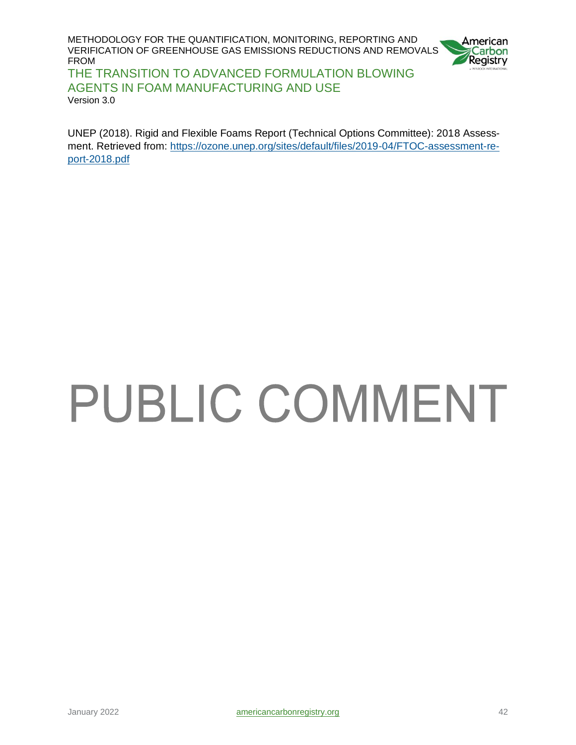UNEP (2018). Rigid and Flexible Foams Report (Technical Options Committee): 2018 Assessment. Retrieved from: https://ozone.unep.org/sites/default/files/2019-04/FTOC-assessment-report-2018.pdf

# PUBLIC COMMENT